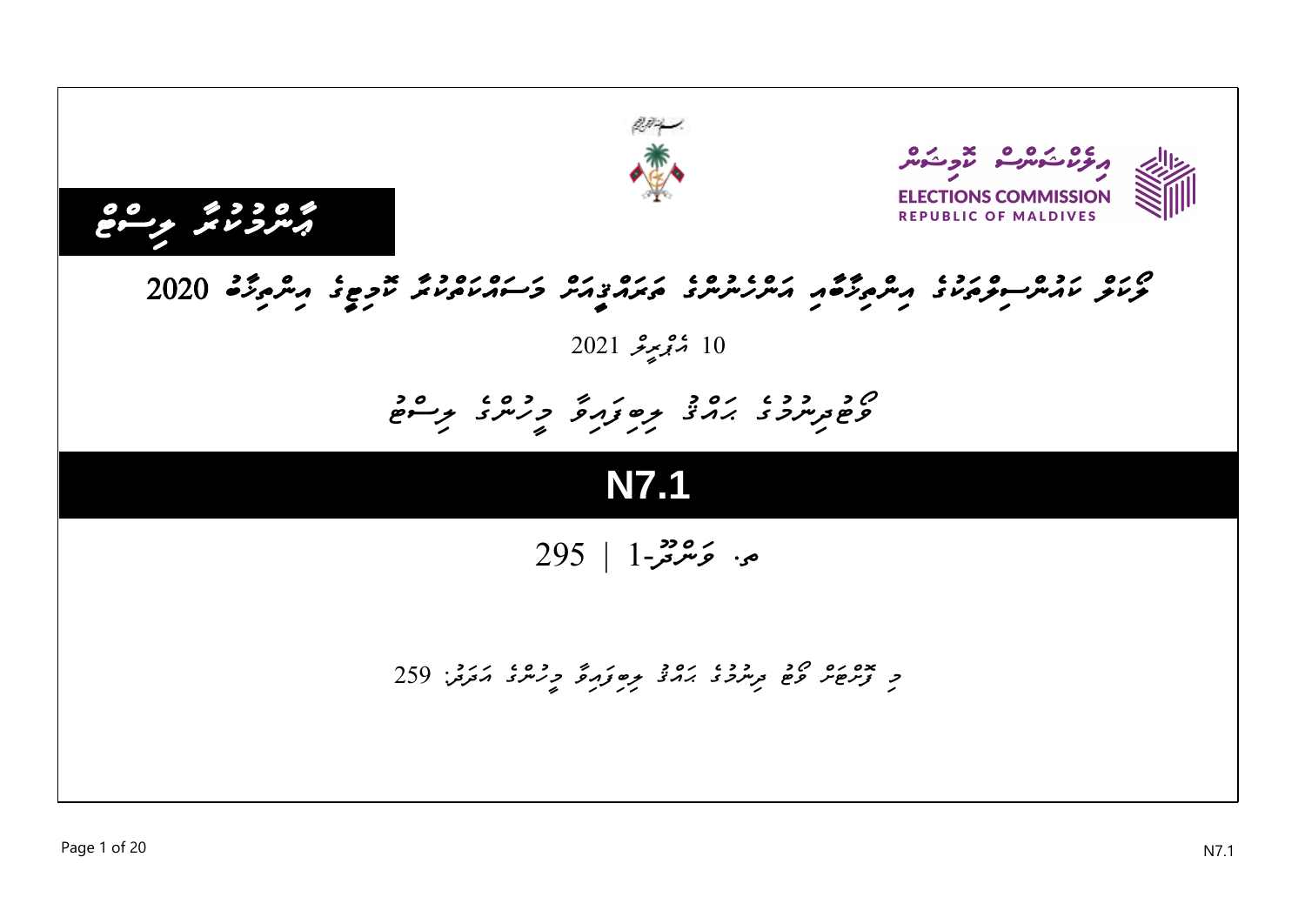ELECTIONS COMMISSION
REPUBLIC OF MALDIVES

އިލެކްޝަންސް ކޮމިޝަން

# އަންދާޒާ ލިސްޓު

## ލޯކަލް ކައުންސިލްތަކުގެ އިންތިޚާބާއި އަންހެނުންގެ ތަރައްޤީއަށް މަސައްކަތްކުރާ ކޮމިޓީގެ އިންތިޚާބު 2020

10 އޮކްޓޯބަރު 2021

## ވޯޓުދިނުމުގެ ހައްގު ލިބިފައިވާ މީހުންގެ ލިސްޓު

# N7.1

## ށ. ފުނަދޫ-1 | 295

މި ފޮށްޓަށް ވޯޓު ދިނުމުގެ ހައްގު ލިބިފައިވާ މީހުންގެ އަދަދު: 259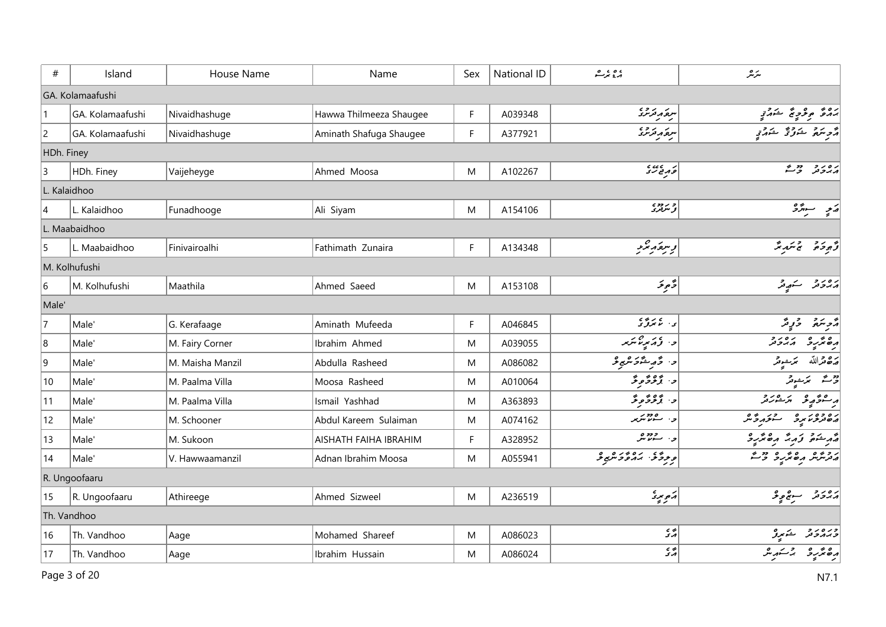| # | Island | House Name | Name | Sex | National ID | ގެއްގެ ނަން | ނަން |
|---|---|---|---|---|---|---|---|
| GA. Kolamaafushi | | | | | | | |
| 1 | GA. Kolamaafushi | Nivaidhashuge | Hawwa Thilmeeza Shaugee | F | A039348 | ނިވައިދަށުގެ | ހައްވާ ތިލްމީޒާ ޝައުގީ |
| 2 | GA. Kolamaafushi | Nivaidhashuge | Aminath Shafuga Shaugee | F | A377921 | ނިވައިދަށުގެ | އާމިނަތު ޝަފޫގާ ޝައުގީ |
| HDh. Finey | | | | | | | |
| 3 | HDh. Finey | Vaijeheyge | Ahmed Moosa | M | A102267 | ވައިޖެހޭގެ | އަހްމަދު މޫސާ |
| L. Kalaidhoo | | | | | | | |
| 4 | L. Kalaidhoo | Funadhooge | Ali Siyam | M | A154106 | ފުނަދޫގެ | އަލި ސިޔާމް |
| L. Maabaidhoo | | | | | | | |
| 5 | L. Maabaidhoo | Finivairoalhi | Fathimath Zunaira | F | A134348 | ފިނިވައިރޯޅި | ފާތިމަތު ޒުނައިރާ |
| M. Kolhufushi | | | | | | | |
| 6 | M. Kolhufushi | Maathila | Ahmed Saeed | M | A153108 | މާތިލަ | އަހްމަދު ސައީދު |
| Male' | | | | | | | |
| 7 | Male' | G. Kerafaage | Aminath Mufeeda | F | A046845 | ގ. ކެރަފާގެ | އާމިނަތު މުފީދާ |
| 8 | Male' | M. Fairy Corner | Ibrahim Ahmed | M | A039055 | މ. ފެއަރީކޯނަރ | އިބްރާހީމް އަހްމަދު |
| 9 | Male' | M. Maisha Manzil | Abdulla Rasheed | M | A086082 | މ. މައިޝާމަންޒިލް | އަބްދުﷲ ރަޝީދު |
| 10 | Male' | M. Paalma Villa | Moosa Rasheed | M | A010064 | މ. ޕާލްމާވިލާ | މޫސާ ރަޝީދު |
| 11 | Male' | M. Paalma Villa | Ismail Yashhad | M | A363893 | މ. ޕާލްމާވިލާ | އިސްމާޢީލް ޔަޝްހަދު |
| 12 | Male' | M. Schooner | Abdul Kareem Sulaiman | M | A074162 | މ. ސްކޫނަރ | އަބްދުލްކަރީމް ސުލައިމާން |
| 13 | Male' | M. Sukoon | AISHATH FAIHA IBRAHIM | F | A328952 | މ. ސުކޫން | ޢާއިޝަތު ފައިހާ އިބްރާހީމް |
| 14 | Male' | V. Hawwaamanzil | Adnan Ibrahim Moosa | M | A055941 | ވިލިމާލެ. ހައްވާމަންޒިލް | އަދުނާން އިބްރާހީމް މޫސާ |
| R. Ungoofaaru | | | | | | | |
| 15 | R. Ungoofaaru | Athireege | Ahmed Sizweel | M | A236519 | އަތިރީގެ | އަހްމަދު ސިޒްވީލް |
| Th. Vandhoo | | | | | | | |
| 16 | Th. Vandhoo | Aage | Mohamed Shareef | M | A086023 | އާގެ | މުޙައްމަދު ޝަރީފް |
| 17 | Th. Vandhoo | Aage | Ibrahim Hussain | M | A086024 | އާގެ | އިބްރާހީމް ހުސައިން |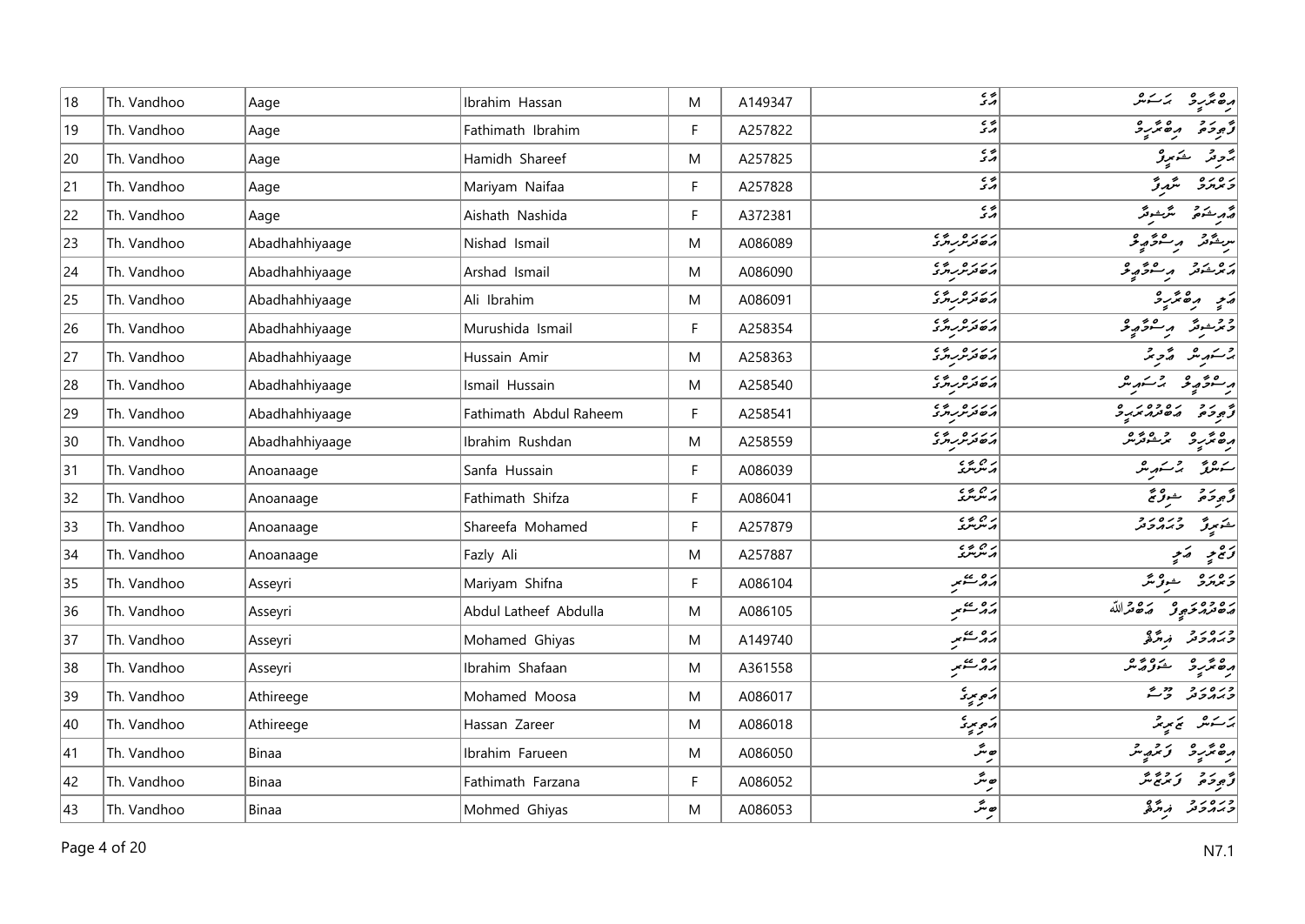| 18 | Th. Vandhoo | Aage | Ibrahim Hassan | M | A149347 | އާގެ | އިބްރާހީމް ހަސަން |
|---|---|---|---|---|---|---|---|
| 19 | Th. Vandhoo | Aage | Fathimath Ibrahim | F | A257822 | އާގެ | ފާތިމަތު އިބްރާހީމް |
| 20 | Th. Vandhoo | Aage | Hamidh Shareef | M | A257825 | އާގެ | ހާމިދު ޝަރީފް |
| 21 | Th. Vandhoo | Aage | Mariyam Naifaa | F | A257828 | އާގެ | މަރިޔަމް ނާއިފާ |
| 22 | Th. Vandhoo | Aage | Aishath Nashida | F | A372381 | އާގެ | އާއިޝަތު ނާޝިދާ |
| 23 | Th. Vandhoo | Abadhahhiyaage | Nishad Ismail | M | A086089 | އަބަދަހްހިޔާގެ | ނިޝާދު އިސްމާއީލް |
| 24 | Th. Vandhoo | Abadhahhiyaage | Arshad Ismail | M | A086090 | އަބަދަހްހިޔާގެ | އަރުޝަދު އިސްމާއީލް |
| 25 | Th. Vandhoo | Abadhahhiyaage | Ali Ibrahim | M | A086091 | އަބަދަހްހިޔާގެ | އަލި އިބްރާހީމް |
| 26 | Th. Vandhoo | Abadhahhiyaage | Murushida Ismail | F | A258354 | އަބަދަހްހިޔާގެ | މުރުޝިދާ އިސްމާއީލް |
| 27 | Th. Vandhoo | Abadhahhiyaage | Hussain Amir | M | A258363 | އަބަދަހްހިޔާގެ | ޙުސައިން އާމިރު |
| 28 | Th. Vandhoo | Abadhahhiyaage | Ismail Hussain | M | A258540 | އަބަދަހްހިޔާގެ | އިސްމާއީލް ޙުސައިން |
| 29 | Th. Vandhoo | Abadhahhiyaage | Fathimath Abdul Raheem | F | A258541 | އަބަދަހްހިޔާގެ | ފާތިމަތު އަބްދުއްރަޙީމް |
| 30 | Th. Vandhoo | Abadhahhiyaage | Ibrahim Rushdan | M | A258559 | އަބަދަހްހިޔާގެ | އިބްރާހީމް ރުޝްދާން |
| 31 | Th. Vandhoo | Anoanaage | Sanfa Hussain | F | A086039 | އަނޯނާގެ | ސަންފާ ޙުސައިން |
| 32 | Th. Vandhoo | Anoanaage | Fathimath Shifza | F | A086041 | އަނޯނާގެ | ފާތިމަތު ޝިފްޒާ |
| 33 | Th. Vandhoo | Anoanaage | Shareefa Mohamed | F | A257879 | އަނޯނާގެ | ޝަރީފާ މުޙައްމަދު |
| 34 | Th. Vandhoo | Anoanaage | Fazly Ali | M | A257887 | އަނޯނާގެ | ފަޟްލީ އަލި |
| 35 | Th. Vandhoo | Asseyri | Mariyam Shifna | F | A086104 | އައްސޭރި | މަރިޔަމް ޝިފްނާ |
| 36 | Th. Vandhoo | Asseyri | Abdul Latheef Abdulla | M | A086105 | އައްސޭރި | އަބްދުލްލަޠީފް އަބްދުﷲ |
| 37 | Th. Vandhoo | Asseyri | Mohamed Ghiyas | M | A149740 | އައްސޭރި | މުޙައްމަދު ޣިޔާޘް |
| 38 | Th. Vandhoo | Asseyri | Ibrahim Shafaan | M | A361558 | އައްސޭރި | އިބްރާހީމް ޝަފާން |
| 39 | Th. Vandhoo | Athireege | Mohamed Moosa | M | A086017 | އަތިރީގެ | މުޙައްމަދު މޫސާ |
| 40 | Th. Vandhoo | Athireege | Hassan Zareer | M | A086018 | އަތިރީގެ | ހަސަން ޒަރީރު |
| 41 | Th. Vandhoo | Binaa | Ibrahim Farueen | M | A086050 | ބިނާ | އިބްރާހީމް ފަރުއީން |
| 42 | Th. Vandhoo | Binaa | Fathimath Farzana | F | A086052 | ބިނާ | ފާތިމަތު ފަރުޒާނާ |
| 43 | Th. Vandhoo | Binaa | Mohmed Ghiyas | M | A086053 | ބިނާ | މުޙައްމަދު ޣިޔާޘް |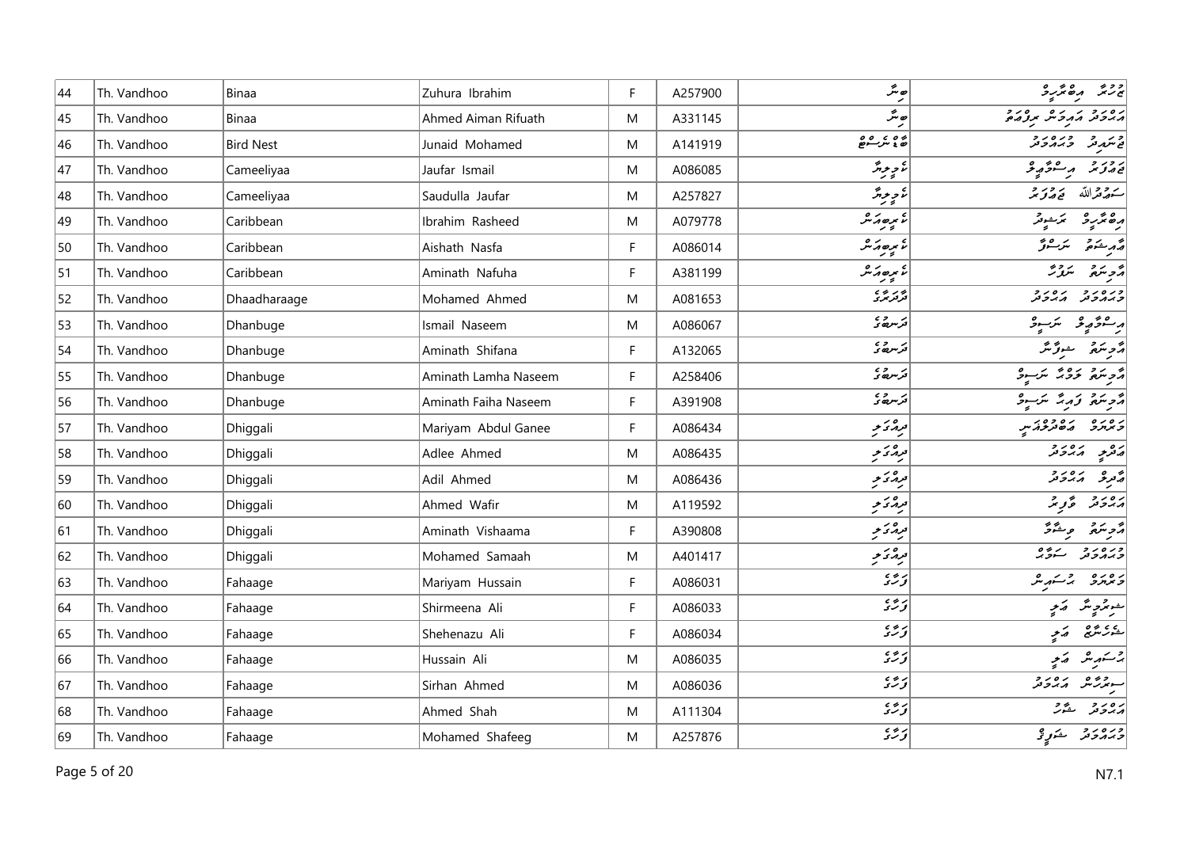| 44 | Th. Vandhoo | Binaa | Zuhura Ibrahim | F | A257900 | ބިނާ | ޒުހުރާ އިބްރާހީމް |
|---|---|---|---|---|---|---|---|
| 45 | Th. Vandhoo | Binaa | Ahmed Aiman Rifuath | M | A331145 | ބިނާ | އަޙްމަދު އައިމަން ރިފުއަތު |
| 46 | Th. Vandhoo | Bird Nest | Junaid Mohamed | M | A141919 | ބާޑް ނެސްޓް | ޖުނައިދު މުޙައްމަދު |
| 47 | Th. Vandhoo | Cameeliyaa | Jaufar Ismail | M | A086085 | ކަމީލިޔާ | ޖައުފަރު އިސްމާޢީލް |
| 48 | Th. Vandhoo | Cameeliyaa | Saudulla Jaufar | M | A257827 | ކަމީލިޔާ | ސަޢުދުﷲ ޖައުފަރު |
| 49 | Th. Vandhoo | Caribbean | Ibrahim Rasheed | M | A079778 | ކެރިބިއަން | އިބްރާހީމް ރަޝީދު |
| 50 | Th. Vandhoo | Caribbean | Aishath Nasfa | F | A086014 | ކެރިބިއަން | އާއިޝަތު ނަސްފާ |
| 51 | Th. Vandhoo | Caribbean | Aminath Nafuha | F | A381199 | ކެރިބިއަން | އާމިނަތު ނަފުހާ |
| 52 | Th. Vandhoo | Dhaadharaage | Mohamed Ahmed | M | A081653 | ދާދަރާގެ | މުޙައްމަދު އަޙްމަދު |
| 53 | Th. Vandhoo | Dhanbuge | Ismail Naseem | M | A086067 | ދަނބުގެ | އިސްމާޢީލް ނަސީމް |
| 54 | Th. Vandhoo | Dhanbuge | Aminath Shifana | F | A132065 | ދަނބުގެ | އާމިނަތު ޝިފާނާ |
| 55 | Th. Vandhoo | Dhanbuge | Aminath Lamha Naseem | F | A258406 | ދަނބުގެ | އާމިނަތު ލަމްހާ ނަސީމް |
| 56 | Th. Vandhoo | Dhanbuge | Aminath Faiha Naseem | F | A391908 | ދަނބުގެ | އާމިނަތު ފައިހާ ނަސީމް |
| 57 | Th. Vandhoo | Dhiggali | Mariyam Abdul Ganee | F | A086434 | ދިއްގަލި | މަރިޔަމް އަބްދުލްޣަނީ |
| 58 | Th. Vandhoo | Dhiggali | Adlee Ahmed | M | A086435 | ދިއްގަލި | އަދްލީ އަޙްމަދު |
| 59 | Th. Vandhoo | Dhiggali | Adil Ahmed | M | A086436 | ދިއްގަލި | އާދިލް އަޙްމަދު |
| 60 | Th. Vandhoo | Dhiggali | Ahmed Wafir | M | A119592 | ދިއްގަލި | އަޙްމަދު ވާފިރު |
| 61 | Th. Vandhoo | Dhiggali | Aminath Vishaama | F | A390808 | ދިއްގަލި | އާމިނަތު ވިޝާމާ |
| 62 | Th. Vandhoo | Dhiggali | Mohamed Samaah | M | A401417 | ދިއްގަލި | މުޙައްމަދު ސަމާޙް |
| 63 | Th. Vandhoo | Fahaage | Mariyam Hussain | F | A086031 | ފަހާގެ | މަރިޔަމް ޙުސައިން |
| 64 | Th. Vandhoo | Fahaage | Shirmeena Ali | F | A086033 | ފަހާގެ | ޝިރުމީނާ ޢަލީ |
| 65 | Th. Vandhoo | Fahaage | Shehenazu Ali | F | A086034 | ފަހާގެ | ޝެހެނާޒު ޢަލީ |
| 66 | Th. Vandhoo | Fahaage | Hussain Ali | M | A086035 | ފަހާގެ | ޙުސައިން ޢަލީ |
| 67 | Th. Vandhoo | Fahaage | Sirhan Ahmed | M | A086036 | ފަހާގެ | ސިރުހާން އަޙްމަދު |
| 68 | Th. Vandhoo | Fahaage | Ahmed Shah | M | A111304 | ފަހާގެ | އަޙްމަދު ޝާހް |
| 69 | Th. Vandhoo | Fahaage | Mohamed Shafeeg | M | A257876 | ފަހާގެ | މުޙައްމަދު ޝަފީގު |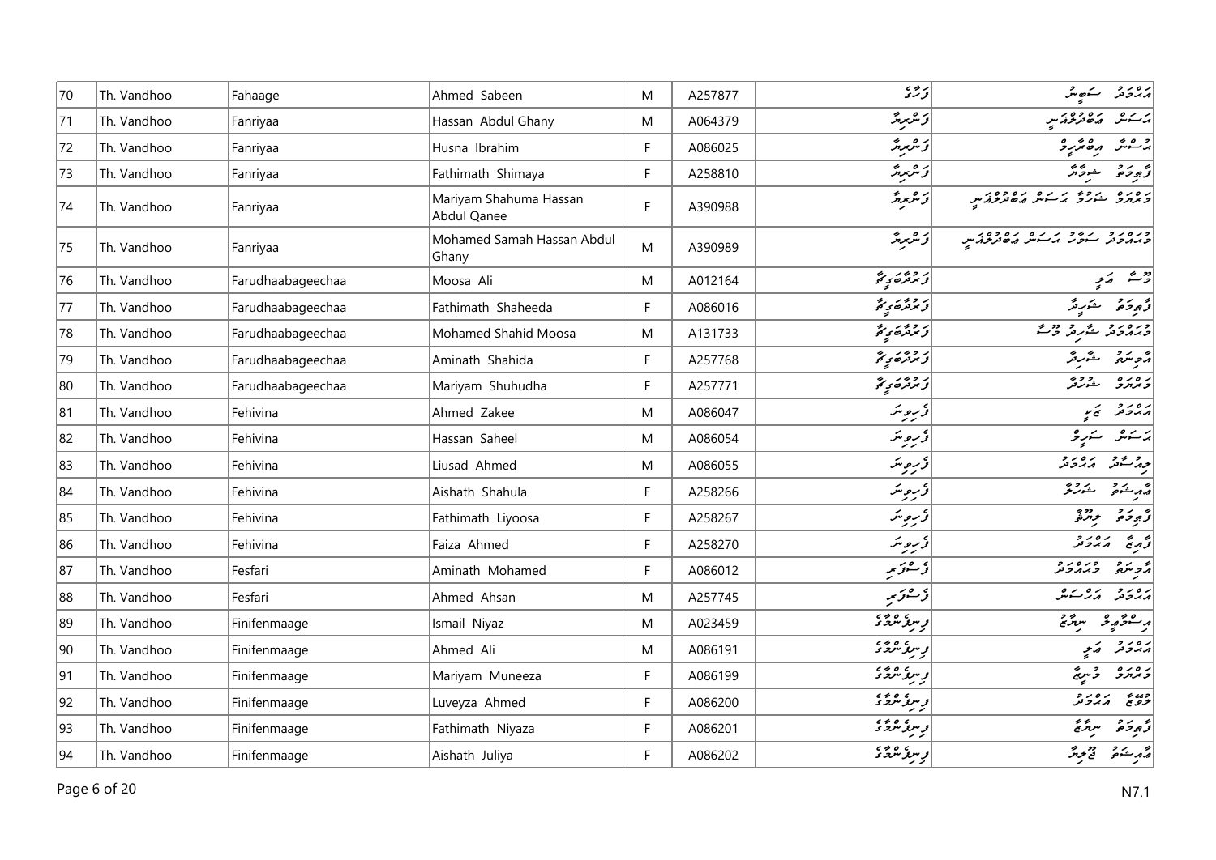| 70 | Th. Vandhoo | Fahaage | Ahmed Sabeen | M | A257877 | ފަހާގެ | އަހުމަދު ސަބީން |
|---|---|---|---|---|---|---|---|
| 71 | Th. Vandhoo | Fanriyaa | Hassan Abdul Ghany | M | A064379 | ފަންރިޔާ | ހަސަން އަބްދުލްޣަނީ |
| 72 | Th. Vandhoo | Fanriyaa | Husna Ibrahim | F | A086025 | ފަންރިޔާ | ހުސްނާ އިބްރާހިމް |
| 73 | Th. Vandhoo | Fanriyaa | Fathimath Shimaya | F | A258810 | ފަންރިޔާ | ފާތިމަތު ޝިމާޔާ |
| 74 | Th. Vandhoo | Fanriyaa | Mariyam Shahuma Hassan Abdul Qanee | F | A390988 | ފަންރިޔާ | މަރިޔަމް ޝަހުމާ ހަސަން އަބްދުލްޤަނީ |
| 75 | Th. Vandhoo | Fanriyaa | Mohamed Samah Hassan Abdul Ghany | M | A390989 | ފަންރިޔާ | މުހައްމަދު ސަމާހް ހަސަން އަބްދުލްޣަނީ |
| 76 | Th. Vandhoo | Farudhaabageechaa | Moosa Ali | M | A012164 | ފަރުދާބަގީޗާ | މޫސާ އަލި |
| 77 | Th. Vandhoo | Farudhaabageechaa | Fathimath Shaheeda | F | A086016 | ފަރުދާބަގީޗާ | ފާތިމަތު ޝަހީދާ |
| 78 | Th. Vandhoo | Farudhaabageechaa | Mohamed Shahid Moosa | M | A131733 | ފަރުދާބަގީޗާ | މުހައްމަދު ޝާހިދު މޫސާ |
| 79 | Th. Vandhoo | Farudhaabageechaa | Aminath Shahida | F | A257768 | ފަރުދާބަގީޗާ | އާމިނަތު ޝާހިދާ |
| 80 | Th. Vandhoo | Farudhaabageechaa | Mariyam Shuhudha | F | A257771 | ފަރުދާބަގީޗާ | މަރިޔަމް ޝުހުދާ |
| 81 | Th. Vandhoo | Fehivina | Ahmed Zakee | M | A086047 | ފެހިވިނަ | އަހުމަދު ޒަކީ |
| 82 | Th. Vandhoo | Fehivina | Hassan Saheel | M | A086054 | ފެހިވިނަ | ހަސަން ސަހީލު |
| 83 | Th. Vandhoo | Fehivina | Liusad Ahmed | M | A086055 | ފެހިވިނަ | ލިއުސާދު އަހުމަދު |
| 84 | Th. Vandhoo | Fehivina | Aishath Shahula | F | A258266 | ފެހިވިނަ | އައިޝަތު ޝަހުލާ |
| 85 | Th. Vandhoo | Fehivina | Fathimath Liyoosa | F | A258267 | ފެހިވިނަ | ފާތިމަތު ލިޔޫޝާ |
| 86 | Th. Vandhoo | Fehivina | Faiza Ahmed | F | A258270 | ފެހިވިނަ | ފާއިޒާ އަހުމަދު |
| 87 | Th. Vandhoo | Fesfari | Aminath Mohamed | F | A086012 | ފެސްފަރި | އާމިނަތު މުހައްމަދު |
| 88 | Th. Vandhoo | Fesfari | Ahmed Ahsan | M | A257745 | ފެސްފަރި | އަހުމަދު އަހުސަން |
| 89 | Th. Vandhoo | Finifenmaage | Ismail Niyaz | M | A023459 | ފިނިފެންމާގެ | އިސްމާއީލް ނިޔާޒު |
| 90 | Th. Vandhoo | Finifenmaage | Ahmed Ali | M | A086191 | ފިނިފެންމާގެ | އަހުމަދު އަލި |
| 91 | Th. Vandhoo | Finifenmaage | Mariyam Muneeza | F | A086199 | ފިނިފެންމާގެ | މަރިޔަމް މުނީޒާ |
| 92 | Th. Vandhoo | Finifenmaage | Luveyza Ahmed | F | A086200 | ފިނިފެންމާގެ | ލުވޭޒާ އަހުމަދު |
| 93 | Th. Vandhoo | Finifenmaage | Fathimath Niyaza | F | A086201 | ފިނިފެންމާގެ | ފާތިމަތު ނިޔާޒާ |
| 94 | Th. Vandhoo | Finifenmaage | Aishath Juliya | F | A086202 | ފިނިފެންމާގެ | އައިޝަތު ޖޫލިޔާ |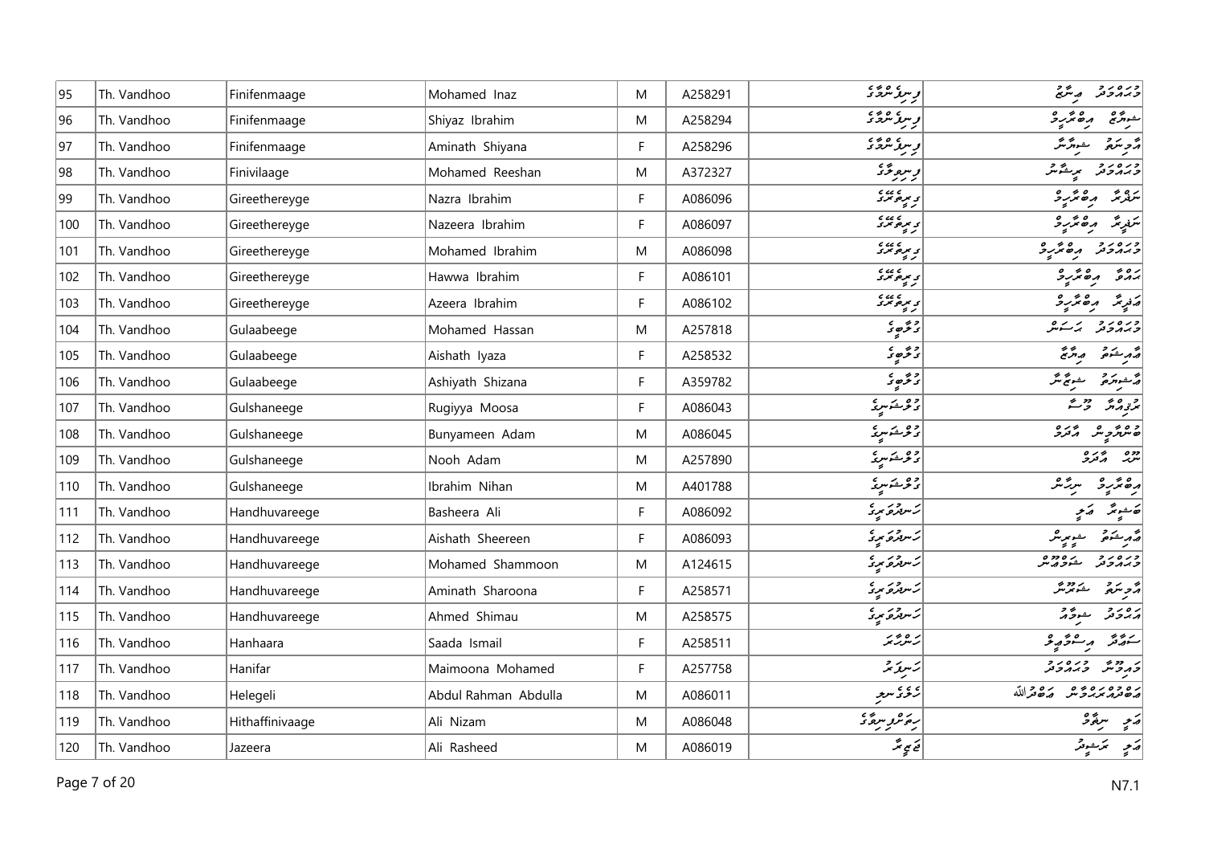| 95 | Th. Vandhoo | Finifenmaage | Mohamed Inaz | M | A258291 | ވިނިފެންމާގެ | މުޙައްމަދު އިނާޒް |
|---|---|---|---|---|---|---|---|
| 96 | Th. Vandhoo | Finifenmaage | Shiyaz Ibrahim | M | A258294 | ވިނިފެންމާގެ | ޝިޔާޒް އިބްރާހީމް |
| 97 | Th. Vandhoo | Finifenmaage | Aminath Shiyana | F | A258296 | ވިނިފެންމާގެ | އާމިނަތު ޝިޔާނާ |
| 98 | Th. Vandhoo | Finivilaage | Mohamed Reeshan | M | A372327 | ވިނިވިލާގެ | މުޙައްމަދު ރީޝާން |
| 99 | Th. Vandhoo | Gireethereyge | Nazra Ibrahim | F | A086096 | ގިރީތެރޭގެ | ނަޒްރާ އިބްރާހީމް |
| 100 | Th. Vandhoo | Gireethereyge | Nazeera Ibrahim | F | A086097 | ގިރީތެރޭގެ | ނަޒީރާ އިބްރާހީމް |
| 101 | Th. Vandhoo | Gireethereyge | Mohamed Ibrahim | M | A086098 | ގިރީތެރޭގެ | މުޙައްމަދު އިބްރާހީމް |
| 102 | Th. Vandhoo | Gireethereyge | Hawwa Ibrahim | F | A086101 | ގިރީތެރޭގެ | ހައްވާ އިބްރާހީމް |
| 103 | Th. Vandhoo | Gireethereyge | Azeera Ibrahim | F | A086102 | ގިރީތެރޭގެ | އަޒީރާ އިބްރާހީމް |
| 104 | Th. Vandhoo | Gulaabeege | Mohamed Hassan | M | A257818 | ގުލާބީގެ | މުޙައްމަދު ހަސަން |
| 105 | Th. Vandhoo | Gulaabeege | Aishath Iyaza | F | A258532 | ގުލާބީގެ | އާއިޝަތު އިޔާޒާ |
| 106 | Th. Vandhoo | Gulaabeege | Ashiyath Shizana | F | A359782 | ގުލާބީގެ | އާޝިޔަތު ޝިޒާނާ |
| 107 | Th. Vandhoo | Gulshaneege | Rugiyya Moosa | F | A086043 | ގުލްޝަނީގެ | ރުގިއްޔާ މޫސާ |
| 108 | Th. Vandhoo | Gulshaneege | Bunyameen Adam | M | A086045 | ގުލްޝަނީގެ | ބުންޔާމީން އާދަމް |
| 109 | Th. Vandhoo | Gulshaneege | Nooh Adam | M | A257890 | ގުލްޝަނީގެ | ނޫހް އާދަމް |
| 110 | Th. Vandhoo | Gulshaneege | Ibrahim Nihan | M | A401788 | ގުލްޝަނީގެ | އިބްރާހީމް ނިހާން |
| 111 | Th. Vandhoo | Handhuvareege | Basheera Ali | F | A086092 | ހަނދުވަރީގެ | ބަޝީރާ އަލި |
| 112 | Th. Vandhoo | Handhuvareege | Aishath Sheereen | F | A086093 | ހަނދުވަރީގެ | އާއިޝަތު ޝީރީން |
| 113 | Th. Vandhoo | Handhuvareege | Mohamed Shammoon | M | A124615 | ހަނދުވަރީގެ | މުޙައްމަދު ޝައްމޫން |
| 114 | Th. Vandhoo | Handhuvareege | Aminath Sharoona | F | A258571 | ހަނދުވަރީގެ | އާމިނަތު ޝަރޫނާ |
| 115 | Th. Vandhoo | Handhuvareege | Ahmed Shimau | M | A258575 | ހަނދުވަރީގެ | އަޙްމަދު ޝިމާއު |
| 116 | Th. Vandhoo | Hanhaara | Saada Ismail | F | A258511 | ހަންހާރަ | ސައާދާ އިސްމާއީލް |
| 117 | Th. Vandhoo | Hanifar | Maimoona Mohamed | F | A257758 | ހަނިފަރު | މައިމޫނާ މުޙައްމަދު |
| 118 | Th. Vandhoo | Helegeli | Abdul Rahman Abdulla | M | A086011 | ހެލެގެލި | އަބްދުއްރަޙްމާން އަބްދުﷲ |
| 119 | Th. Vandhoo | Hithaffinivaage | Ali Nizam | M | A086048 | ހިތަފިނިވާގެ | އަލި ނިޒާމް |
| 120 | Th. Vandhoo | Jazeera | Ali Rasheed | M | A086019 | ޖަޒީރާ | އަލި ރަޝީދު |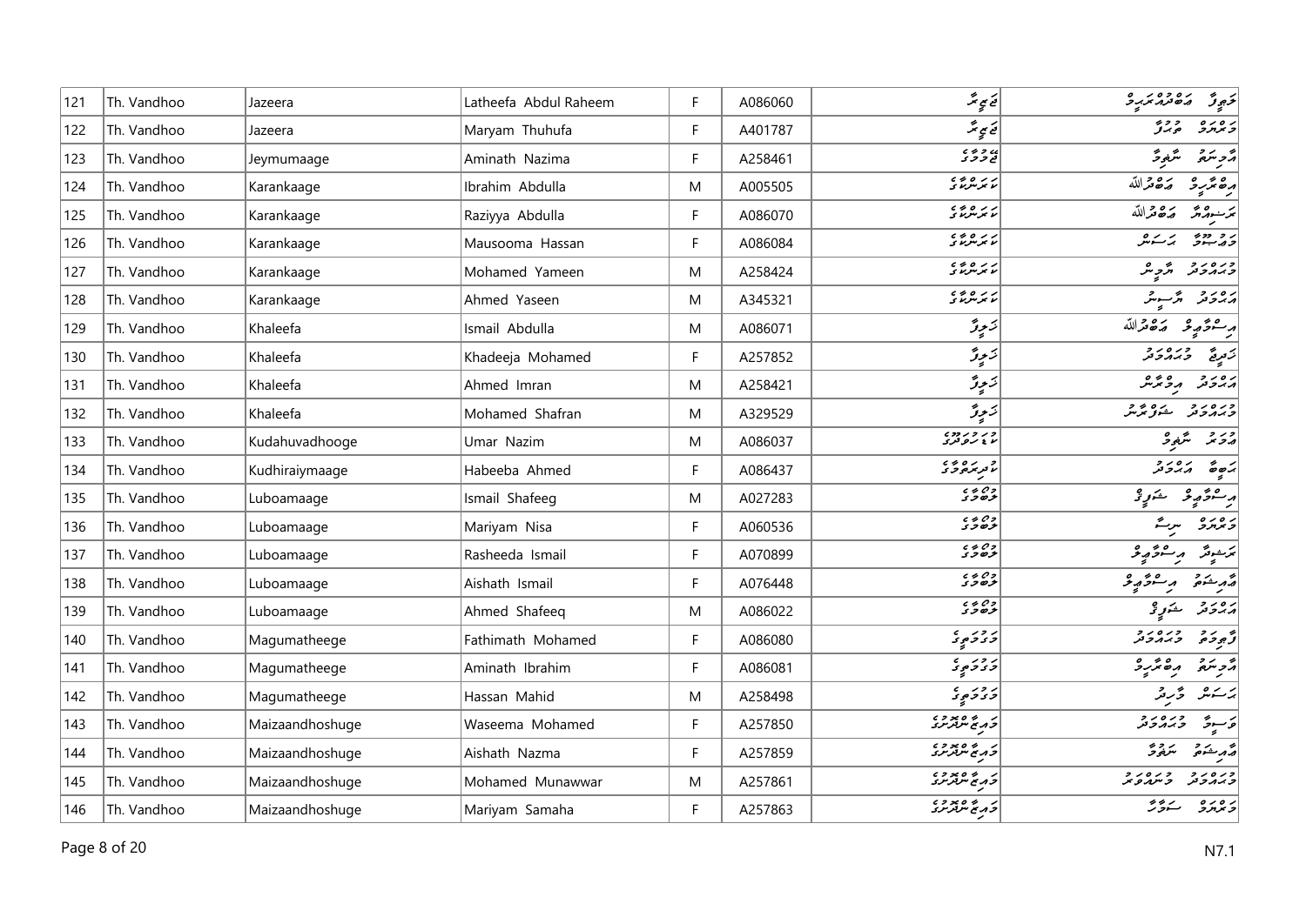| 121 | Th. Vandhoo | Jazeera | Latheefa Abdul Raheem | F | A086060 | ޖަޒީރާ | ލަތީފާ ޢަބްދުއްރަޙީމް |
|---|---|---|---|---|---|---|---|
| 122 | Th. Vandhoo | Jazeera | Maryam Thuhufa | F | A401787 | ޖަޒީރާ | މަރްޔަމް ތުހުފާ |
| 123 | Th. Vandhoo | Jeymumaage | Aminath Nazima | F | A258461 | ޖޭމުމާގެ | އާމިނަތު ނާޒިމާ |
| 124 | Th. Vandhoo | Karankaage | Ibrahim Abdulla | M | A005505 | ކަރަންކާގެ | އިބްރާހީމް ޢަބްދުﷲ |
| 125 | Th. Vandhoo | Karankaage | Raziyya Abdulla | F | A086070 | ކަރަންކާގެ | ރަޟިއްޔާ ޢަބްދުﷲ |
| 126 | Th. Vandhoo | Karankaage | Mausooma Hassan | F | A086084 | ކަރަންކާގެ | މައުސޫމާ ހަސަން |
| 127 | Th. Vandhoo | Karankaage | Mohamed Yameen | M | A258424 | ކަރަންކާގެ | މުޙައްމަދު ޔާމީން |
| 128 | Th. Vandhoo | Karankaage | Ahmed Yaseen | M | A345321 | ކަރަންކާގެ | އަޙްމަދު ޔާސީން |
| 129 | Th. Vandhoo | Khaleefa | Ismail Abdulla | M | A086071 | ޚަލީފާ | އިސްމާޢީލް ޢަބްދުﷲ |
| 130 | Th. Vandhoo | Khaleefa | Khadeeja Mohamed | F | A257852 | ޚަލީފާ | ޚަދީޖާ މުޙައްމަދު |
| 131 | Th. Vandhoo | Khaleefa | Ahmed Imran | M | A258421 | ޚަލީފާ | އަޙްމަދު އިމްރާން |
| 132 | Th. Vandhoo | Khaleefa | Mohamed Shafran | M | A329529 | ޚަލީފާ | މުޙައްމަދު ޝަފްރާން |
| 133 | Th. Vandhoo | Kudahuvadhooge | Umar Nazim | M | A086037 | ކުޑަހުވަދޫގެ | ޢުމަރު ނާޒިމް |
| 134 | Th. Vandhoo | Kudhiraiymaage | Habeeba Ahmed | F | A086437 | ކުދިރައްމާގެ | ހަބީބާ އަޙްމަދު |
| 135 | Th. Vandhoo | Luboamaage | Ismail Shafeeg | M | A027283 | ލުބޯމާގެ | އިސްމާޢީލް ޝަފީޤު |
| 136 | Th. Vandhoo | Luboamaage | Mariyam Nisa | F | A060536 | ލުބޯމާގެ | މަރިޔަމް ނިސާ |
| 137 | Th. Vandhoo | Luboamaage | Rasheeda Ismail | F | A070899 | ލުބޯމާގެ | ރަޝީދާ އިސްމާޢީލް |
| 138 | Th. Vandhoo | Luboamaage | Aishath Ismail | F | A076448 | ލުބޯމާގެ | ޢާއިޝަތު އިސްމާޢީލް |
| 139 | Th. Vandhoo | Luboamaage | Ahmed Shafeeq | M | A086022 | ލުބޯމާގެ | އަޙްމަދު ޝަފީޤު |
| 140 | Th. Vandhoo | Magumatheege | Fathimath Mohamed | F | A086080 | މަގުމަތީގެ | ފާތިމަތު މުޙައްމަދު |
| 141 | Th. Vandhoo | Magumatheege | Aminath Ibrahim | F | A086081 | މަގުމަތީގެ | އާމިނަތު އިބްރާހީމް |
| 142 | Th. Vandhoo | Magumatheege | Hassan Mahid | M | A258498 | މަގުމަތީގެ | ހަސަން މާހިދު |
| 143 | Th. Vandhoo | Maizaandhoshuge | Waseema Mohamed | F | A257850 | މައިޒާންދޮށުގެ | ވަސީމާ މުޙައްމަދު |
| 144 | Th. Vandhoo | Maizaandhoshuge | Aishath Nazma | F | A257859 | މައިޒާންދޮށުގެ | ޢާއިޝަތު ނަޒްމާ |
| 145 | Th. Vandhoo | Maizaandhoshuge | Mohamed Munawwar | M | A257861 | މައިޒާންދޮށުގެ | މުޙައްމަދު މުނައްވަރު |
| 146 | Th. Vandhoo | Maizaandhoshuge | Mariyam Samaha | F | A257863 | މައިޒާންދޮށުގެ | މަރިޔަމް ސަމާހާ |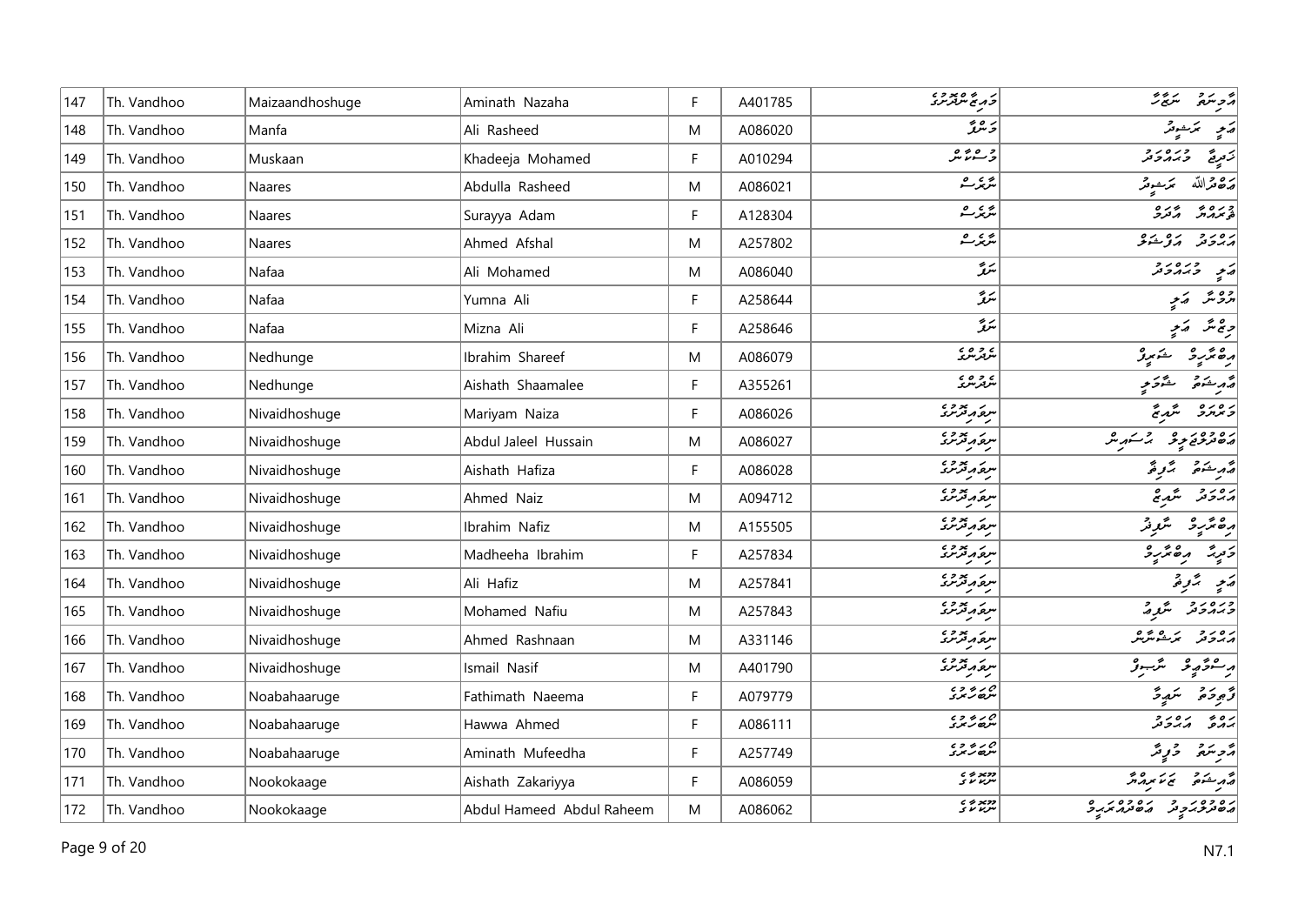| 147 | Th. Vandhoo | Maizaandhoshuge | Aminath Nazaha | F | A401785 | ގެމައިޒާންދޯޝުގެ | އާމިނަތު ނަޒާހާ |
|---|---|---|---|---|---|---|---|
| 148 | Th. Vandhoo | Manfa | Ali Rasheed | M | A086020 | މަންފާ | އަލީ ރަޝީދު |
| 149 | Th. Vandhoo | Muskaan | Khadeeja Mohamed | F | A010294 | މުސްކާން | ޚަދީޖާ މުޙައްމަދު |
| 150 | Th. Vandhoo | Naares | Abdulla Rasheed | M | A086021 | ނާރެސް | އަބްދުﷲ ރަޝީދު |
| 151 | Th. Vandhoo | Naares | Surayya Adam | F | A128304 | ނާރެސް | ޘުރައްޔާ އާދަމް |
| 152 | Th. Vandhoo | Naares | Ahmed Afshal | M | A257802 | ނާރެސް | އަޙްމަދު އަފްޝަލް |
| 153 | Th. Vandhoo | Nafaa | Ali Mohamed | M | A086040 | ނަފާ | އަލީ މުޙައްމަދު |
| 154 | Th. Vandhoo | Nafaa | Yumna Ali | F | A258644 | ނަފާ | ޔުމްނާ އަލީ |
| 155 | Th. Vandhoo | Nafaa | Mizna Ali | F | A258646 | ނަފާ | މިޒްނާ އަލީ |
| 156 | Th. Vandhoo | Nedhunge | Ibrahim Shareef | M | A086079 | ނެދުންގެ | އިބްރާހީމް ޝަރީފް |
| 157 | Th. Vandhoo | Nedhunge | Aishath Shaamalee | F | A355261 | ނެދުންގެ | އާއިޝަތު ޝާމަލީ |
| 158 | Th. Vandhoo | Nivaidhoshuge | Mariyam Naiza | F | A086026 | ނިވައިދޯޝުގެ | މަރިޔަމް ނާއިޒާ |
| 159 | Th. Vandhoo | Nivaidhoshuge | Abdul Jaleel Hussain | M | A086027 | ނިވައިދޯޝުގެ | އަބްދުލްޖަލީލް ހުސައިން |
| 160 | Th. Vandhoo | Nivaidhoshuge | Aishath Hafiza | F | A086028 | ނިވައިދޯޝުގެ | އާއިޝަތު ހާފިޒާ |
| 161 | Th. Vandhoo | Nivaidhoshuge | Ahmed Naiz | M | A094712 | ނިވައިދޯޝުގެ | އަޙްމަދު ނާއިޒް |
| 162 | Th. Vandhoo | Nivaidhoshuge | Ibrahim Nafiz | M | A155505 | ނިވައިދޯޝުގެ | އިބްރާހީމް ނާފިޒް |
| 163 | Th. Vandhoo | Nivaidhoshuge | Madheeha Ibrahim | F | A257834 | ނިވައިދޯޝުގެ | މަދީޙާ އިބްރާހީމް |
| 164 | Th. Vandhoo | Nivaidhoshuge | Ali Hafiz | M | A257841 | ނިވައިދޯޝުގެ | އަލީ ހާފިޒު |
| 165 | Th. Vandhoo | Nivaidhoshuge | Mohamed Nafiu | M | A257843 | ނިވައިދޯޝުގެ | މުޙައްމަދު ނާފިޢު |
| 166 | Th. Vandhoo | Nivaidhoshuge | Ahmed Rashnaan | M | A331146 | ނިވައިދޯޝުގެ | އަޙްމަދު ރަޝްނާން |
| 167 | Th. Vandhoo | Nivaidhoshuge | Ismail Nasif | M | A401790 | ނިވައިދޯޝުގެ | އިސްމާއީލް ނާސިފް |
| 168 | Th. Vandhoo | Noabahaaruge | Fathimath Naeema | F | A079779 | ނޯބަހާރުގެ | ފާތިމަތު ނައީމާ |
| 169 | Th. Vandhoo | Noabahaaruge | Hawwa Ahmed | F | A086111 | ނޯބަހާރުގެ | ހައްވާ އަޙްމަދު |
| 170 | Th. Vandhoo | Noabahaaruge | Aminath Mufeedha | F | A257749 | ނޯބަހާރުގެ | އާމިނަތު މުފީދާ |
| 171 | Th. Vandhoo | Nookokaage | Aishath Zakariyya | F | A086059 | ނޫކޮކާގެ | އާއިޝަތު ޒަކަރިއްޔާ |
| 172 | Th. Vandhoo | Nookokaage | Abdul Hameed Abdul Raheem | M | A086062 | ނޫކޮކާގެ | އަބްދުލްޙަމީދު އަބްދުއްރަޙީމް |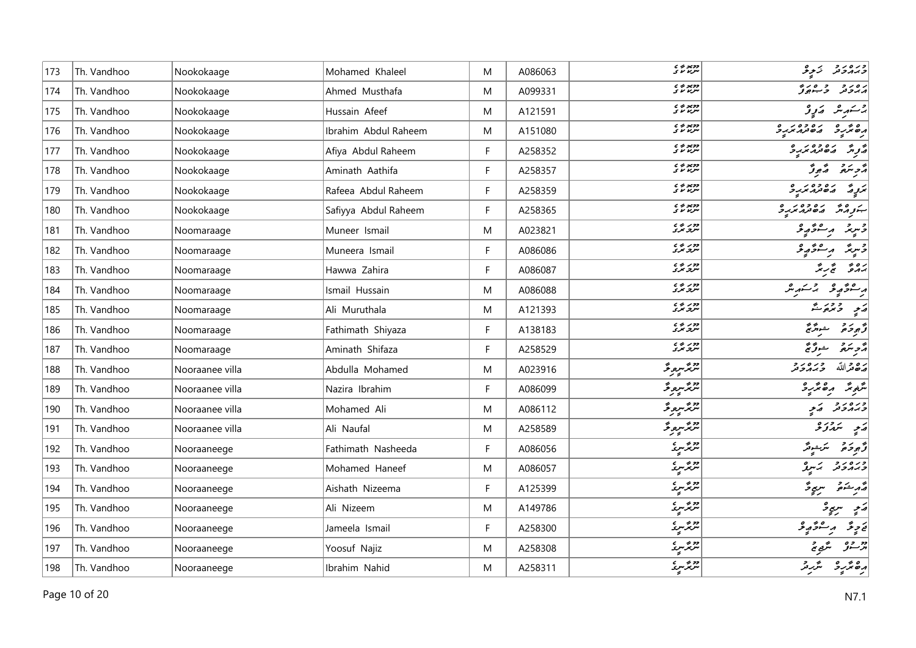| 173 | Th. Vandhoo | Nookokaage | Mohamed Khaleel | M | A086063 | ނޫކޮކާގެ | މުހައްމަދު ޚަލީލް |
|---|---|---|---|---|---|---|---|
| 174 | Th. Vandhoo | Nookokaage | Ahmed Musthafa | M | A099331 | ނޫކޮކާގެ | އަހްމަދު މުސްތަފާ |
| 175 | Th. Vandhoo | Nookokaage | Hussain Afeef | M | A121591 | ނޫކޮކާގެ | ހުސައިން އަފީފް |
| 176 | Th. Vandhoo | Nookokaage | Ibrahim Abdul Raheem | M | A151080 | ނޫކޮކާގެ | އިބްރާހީމް އަބްދުއްރަޙީމް |
| 177 | Th. Vandhoo | Nookokaage | Afiya Abdul Raheem | F | A258352 | ނޫކޮކާގެ | އާފިޔާ އަބްދުއްރަޙީމް |
| 178 | Th. Vandhoo | Nookokaage | Aminath Aathifa | F | A258357 | ނޫކޮކާގެ | އާމިނަތު އާތިފާ |
| 179 | Th. Vandhoo | Nookokaage | Rafeea Abdul Raheem | F | A258359 | ނޫކޮކާގެ | ރަފީއާ އަބްދުއްރަޙީމް |
| 180 | Th. Vandhoo | Nookokaage | Safiyya Abdul Raheem | F | A258365 | ނޫކޮކާގެ | ޞަފިއްޔާ އަބްދުއްރަޙީމް |
| 181 | Th. Vandhoo | Noomaraage | Muneer Ismail | M | A023821 | ނޫމަރާގެ | މުނީރު އިސްމާޢީލް |
| 182 | Th. Vandhoo | Noomaraage | Muneera Ismail | F | A086086 | ނޫމަރާގެ | މުނީރާ އިސްމާޢީލް |
| 183 | Th. Vandhoo | Noomaraage | Hawwa Zahira | F | A086087 | ނޫމަރާގެ | ހައްވާ ޒާހިރާ |
| 184 | Th. Vandhoo | Noomaraage | Ismail Hussain | M | A086088 | ނޫމަރާގެ | އިސްމާޢީލް ހުސައިން |
| 185 | Th. Vandhoo | Noomaraage | Ali Muruthala | M | A121393 | ނޫމަރާގެ | އަލި މުރުތަޟާ |
| 186 | Th. Vandhoo | Noomaraage | Fathimath Shiyaza | F | A138183 | ނޫމަރާގެ | ފާތިމަތު ޝިޔާޒާ |
| 187 | Th. Vandhoo | Noomaraage | Aminath Shifaza | F | A258529 | ނޫމަރާގެ | އާމިނަތު ޝިފާޒާ |
| 188 | Th. Vandhoo | Nooraanee villa | Abdulla Mohamed | M | A023916 | ނޫރާނީވިލާ | އަބްދުﷲ މުހައްމަދު |
| 189 | Th. Vandhoo | Nooraanee villa | Nazira Ibrahim | F | A086099 | ނޫރާނީވިލާ | ނާޒިރާ އިބްރާހީމް |
| 190 | Th. Vandhoo | Nooraanee villa | Mohamed Ali | M | A086112 | ނޫރާނީވިލާ | މުހައްމަދު އަލި |
| 191 | Th. Vandhoo | Nooraanee villa | Ali Naufal | M | A258589 | ނޫރާނީވިލާ | އަލި ނައުފަލް |
| 192 | Th. Vandhoo | Nooraaneege | Fathimath Nasheeda | F | A086056 | ނޫރާނީގެ | ފާތިމަތު ނަޝީދާ |
| 193 | Th. Vandhoo | Nooraaneege | Mohamed Haneef | M | A086057 | ނޫރާނީގެ | މުހައްމަދު ޙަނީފް |
| 194 | Th. Vandhoo | Nooraaneege | Aishath Nizeema | F | A125399 | ނޫރާނީގެ | އާއިޝަތު ނިޒީމާ |
| 195 | Th. Vandhoo | Nooraaneege | Ali Nizeem | M | A149786 | ނޫރާނީގެ | އަލި ނިޒީމް |
| 196 | Th. Vandhoo | Nooraaneege | Jameela Ismail | F | A258300 | ނޫރާނީގެ | ޖަމީލާ އިސްމާޢީލް |
| 197 | Th. Vandhoo | Nooraaneege | Yoosuf Najiz | M | A258308 | ނޫރާނީގެ | ޔޫސުފް ނާޖިޒް |
| 198 | Th. Vandhoo | Nooraaneege | Ibrahim Nahid | M | A258311 | ނޫރާނީގެ | އިބްރާހީމް ނާހިދު |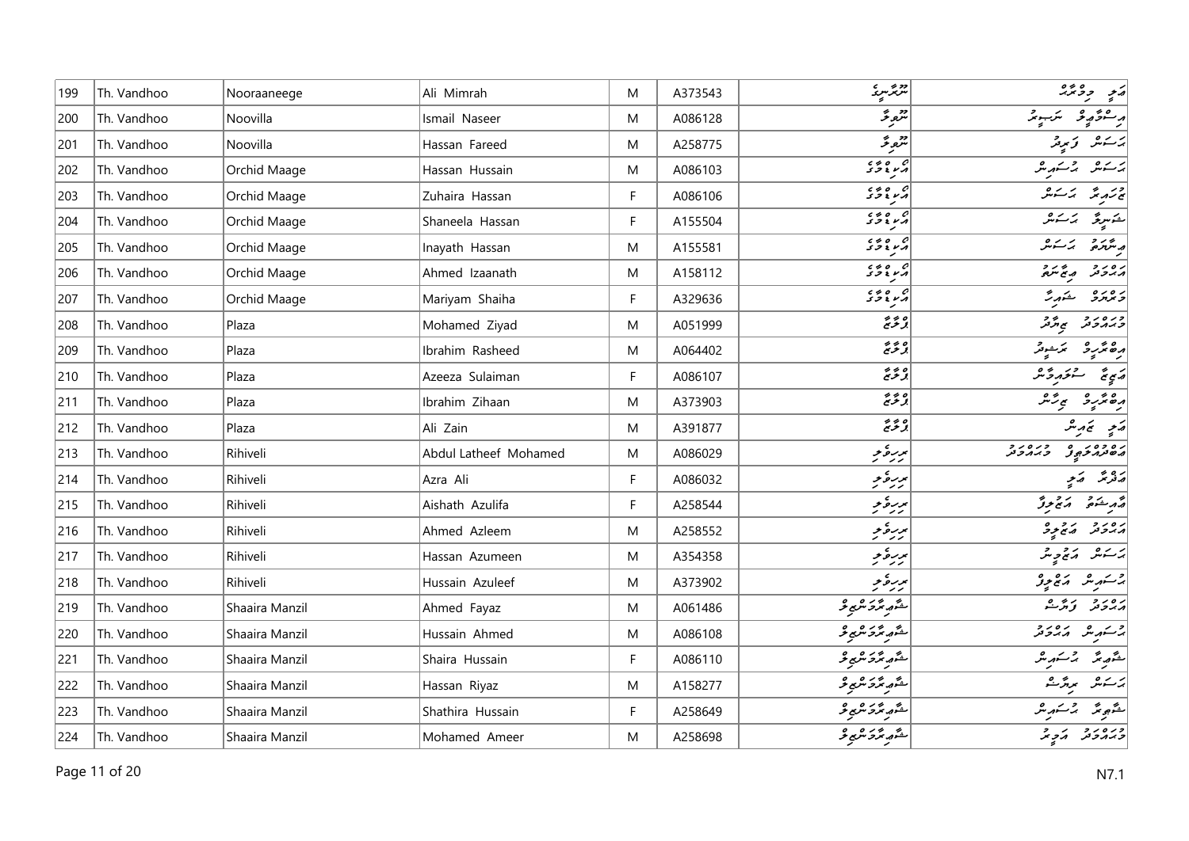| 199 | Th. Vandhoo | Nooraaneege | Ali Mimrah | M | A373543 | ނޫރާނީގެ | އަލި މިމްރާހް |
|---|---|---|---|---|---|---|---|
| 200 | Th. Vandhoo | Noovilla | Ismail Naseer | M | A086128 | ނޫވިލާ | އިސްމާޢީލް ނަސީރު |
| 201 | Th. Vandhoo | Noovilla | Hassan Fareed | M | A258775 | ނޫވިލާ | ހަސަން ފަރީދު |
| 202 | Th. Vandhoo | Orchid Maage | Hassan Hussain | M | A086103 | އޯކިޑްމާގެ | ހަސަން ހުސައިން |
| 203 | Th. Vandhoo | Orchid Maage | Zuhaira Hassan | F | A086106 | އޯކިޑްމާގެ | ޒުހައިރާ ހަސަން |
| 204 | Th. Vandhoo | Orchid Maage | Shaneela Hassan | F | A155504 | އޯކިޑްމާގެ | ޝަނީލާ ހަސަން |
| 205 | Th. Vandhoo | Orchid Maage | Inayath Hassan | M | A155581 | އޯކިޑްމާގެ | އިނާޔަތު ހަސަން |
| 206 | Th. Vandhoo | Orchid Maage | Ahmed Izaanath | M | A158112 | އޯކިޑްމާގެ | އަޙްމަދު އިޒާނަތު |
| 207 | Th. Vandhoo | Orchid Maage | Mariyam Shaiha | F | A329636 | އޯކިޑްމާގެ | މަރިޔަމް ޝައިހާ |
| 208 | Th. Vandhoo | Plaza | Mohamed Ziyad | M | A051999 | ޕްލާޒާ | މުޙައްމަދު ޒިޔާދު |
| 209 | Th. Vandhoo | Plaza | Ibrahim Rasheed | M | A064402 | ޕްލާޒާ | އިބްރާހީމް ރަޝީދު |
| 210 | Th. Vandhoo | Plaza | Azeeza Sulaiman | F | A086107 | ޕްލާޒާ | އަޒީޒާ ސުލައިމާން |
| 211 | Th. Vandhoo | Plaza | Ibrahim Zihaan | M | A373903 | ޕްލާޒާ | އިބްރާހީމް ޒިހާން |
| 212 | Th. Vandhoo | Plaza | Ali Zain | M | A391877 | ޕްލާޒާ | އަލި ޒައިން |
| 213 | Th. Vandhoo | Rihiveli | Abdul Latheef Mohamed | M | A086029 | ރިހިވެލި | އަބްދުލްލަޠީފް މުޙައްމަދު |
| 214 | Th. Vandhoo | Rihiveli | Azra Ali | F | A086032 | ރިހިވެލި | އަޒްރާ އަލި |
| 215 | Th. Vandhoo | Rihiveli | Aishath Azulifa | F | A258544 | ރިހިވެލި | އާއިޝަތު އަޒުލިފާ |
| 216 | Th. Vandhoo | Rihiveli | Ahmed Azleem | M | A258552 | ރިހިވެލި | އަޙްމަދު އަޒްލީމް |
| 217 | Th. Vandhoo | Rihiveli | Hassan Azumeen | M | A354358 | ރިހިވެލި | ހަސަން އަޒުމީން |
| 218 | Th. Vandhoo | Rihiveli | Hussain Azuleef | M | A373902 | ރިހިވެލި | ހުސައިން އަޒުލީފް |
| 219 | Th. Vandhoo | Shaaira Manzil | Ahmed Fayaz | M | A061486 | ޝާއިރާމަންޒިލް | އަޙްމަދު ފަޔާޒް |
| 220 | Th. Vandhoo | Shaaira Manzil | Hussain Ahmed | M | A086108 | ޝާއިރާމަންޒިލް | ހުސައިން އަޙްމަދު |
| 221 | Th. Vandhoo | Shaaira Manzil | Shaira Hussain | F | A086110 | ޝާއިރާމަންޒިލް | ޝާއިރާ ހުސައިން |
| 222 | Th. Vandhoo | Shaaira Manzil | Hassan Riyaz | M | A158277 | ޝާއިރާމަންޒިލް | ހަސަން ރިޔާޒް |
| 223 | Th. Vandhoo | Shaaira Manzil | Shathira Hussain | F | A258649 | ޝާއިރާމަންޒިލް | ޝާތިރާ ހުސައިން |
| 224 | Th. Vandhoo | Shaaira Manzil | Mohamed Ameer | M | A258698 | ޝާއިރާމަންޒިލް | މުޙައްމަދު އަމީރު |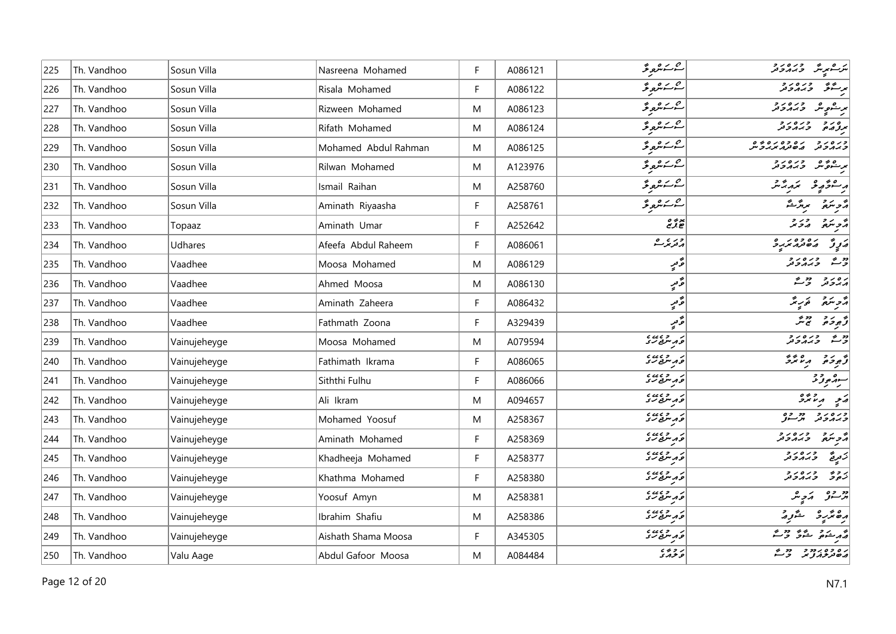| 225 | Th. Vandhoo | Sosun Villa | Nasreena Mohamed | F | A086121 | ސޯސަންވިލާ | ނަސްރީނާ މުޙައްމަދު |
|---|---|---|---|---|---|---|---|
| 226 | Th. Vandhoo | Sosun Villa | Risala Mohamed | F | A086122 | ސޯސަންވިލާ | ރިސާލާ މުޙައްމަދު |
| 227 | Th. Vandhoo | Sosun Villa | Rizween Mohamed | M | A086123 | ސޯސަންވިލާ | ރިޒްވީން މުޙައްމަދު |
| 228 | Th. Vandhoo | Sosun Villa | Rifath Mohamed | M | A086124 | ސޯސަންވިލާ | ރިފްއަތު މުޙައްމަދު |
| 229 | Th. Vandhoo | Sosun Villa | Mohamed Abdul Rahman | M | A086125 | ސޯސަންވިލާ | މުޙައްމަދު އަބްދުއްރަޙްމާން |
| 230 | Th. Vandhoo | Sosun Villa | Rilwan Mohamed | M | A123976 | ސޯސަންވިލާ | ރިލްވާން މުޙައްމަދު |
| 231 | Th. Vandhoo | Sosun Villa | Ismail Raihan | M | A258760 | ސޯސަންވިލާ | އިސްމާޢީލް ރައިހާން |
| 232 | Th. Vandhoo | Sosun Villa | Aminath Riyaasha | F | A258761 | ސޯސަންވިލާ | އާމިނަތު ރިޔާޝާ |
| 233 | Th. Vandhoo | Topaaz | Aminath Umar | F | A252642 | ޓޮޕާޒް | އާމިނަތު ޢުމަރު |
| 234 | Th. Vandhoo | Udhares | Afeefa Abdul Raheem | F | A086061 | އުދަރެސް | އަފީފާ އަބްދުއްރަޙީމް |
| 235 | Th. Vandhoo | Vaadhee | Moosa Mohamed | M | A086129 | ވާދީ | މޫސާ މުޙައްމަދު |
| 236 | Th. Vandhoo | Vaadhee | Ahmed Moosa | M | A086130 | ވާދީ | އަޙްމަދު މޫސާ |
| 237 | Th. Vandhoo | Vaadhee | Aminath Zaheera | F | A086432 | ވާދީ | އާމިނަތު ޒަހީރާ |
| 238 | Th. Vandhoo | Vaadhee | Fathmath Zoona | F | A329439 | ވާދީ | ފާތިމަތު ޒޫނާ |
| 239 | Th. Vandhoo | Vainujeheyge | Moosa Mohamed | M | A079594 | ވައިނުޖެހޭގެ | މޫސާ މުޙައްމަދު |
| 240 | Th. Vandhoo | Vainujeheyge | Fathimath Ikrama | F | A086065 | ވައިނުޖެހޭގެ | ފާތިމަތު އިކުރާމާ |
| 241 | Th. Vandhoo | Vainujeheyge | Siththi Fulhu | F | A086066 | ވައިނުޖެހޭގެ | ސިއްތިފުޅު |
| 242 | Th. Vandhoo | Vainujeheyge | Ali Ikram | M | A094657 | ވައިނުޖެހޭގެ | އަލި އިކުރާމް |
| 243 | Th. Vandhoo | Vainujeheyge | Mohamed Yoosuf | M | A258367 | ވައިނުޖެހޭގެ | މުޙައްމަދު ޔޫސުފް |
| 244 | Th. Vandhoo | Vainujeheyge | Aminath Mohamed | F | A258369 | ވައިނުޖެހޭގެ | އާމިނަތު މުޙައްމަދު |
| 245 | Th. Vandhoo | Vainujeheyge | Khadheeja Mohamed | F | A258377 | ވައިނުޖެހޭގެ | ޚަދީޖާ މުޙައްމަދު |
| 246 | Th. Vandhoo | Vainujeheyge | Khathma Mohamed | F | A258380 | ވައިނުޖެހޭގެ | ޚަތްމާ މުޙައްމަދު |
| 247 | Th. Vandhoo | Vainujeheyge | Yoosuf Amyn | M | A258381 | ވައިނުޖެހޭގެ | ޔޫސުފް އަމީން |
| 248 | Th. Vandhoo | Vainujeheyge | Ibrahim Shafiu | M | A258386 | ވައިނުޖެހޭގެ | އިބްރާހީމް ޝާފިޢު |
| 249 | Th. Vandhoo | Vainujeheyge | Aishath Shama Moosa | F | A345305 | ވައިނުޖެހޭގެ | އާއިޝަތު ޝަމާ މޫސާ |
| 250 | Th. Vandhoo | Valu Aage | Abdul Gafoor Moosa | M | A084484 | ވަލުއާގެ | އަބްދުލްޣަފޫރު މޫސާ |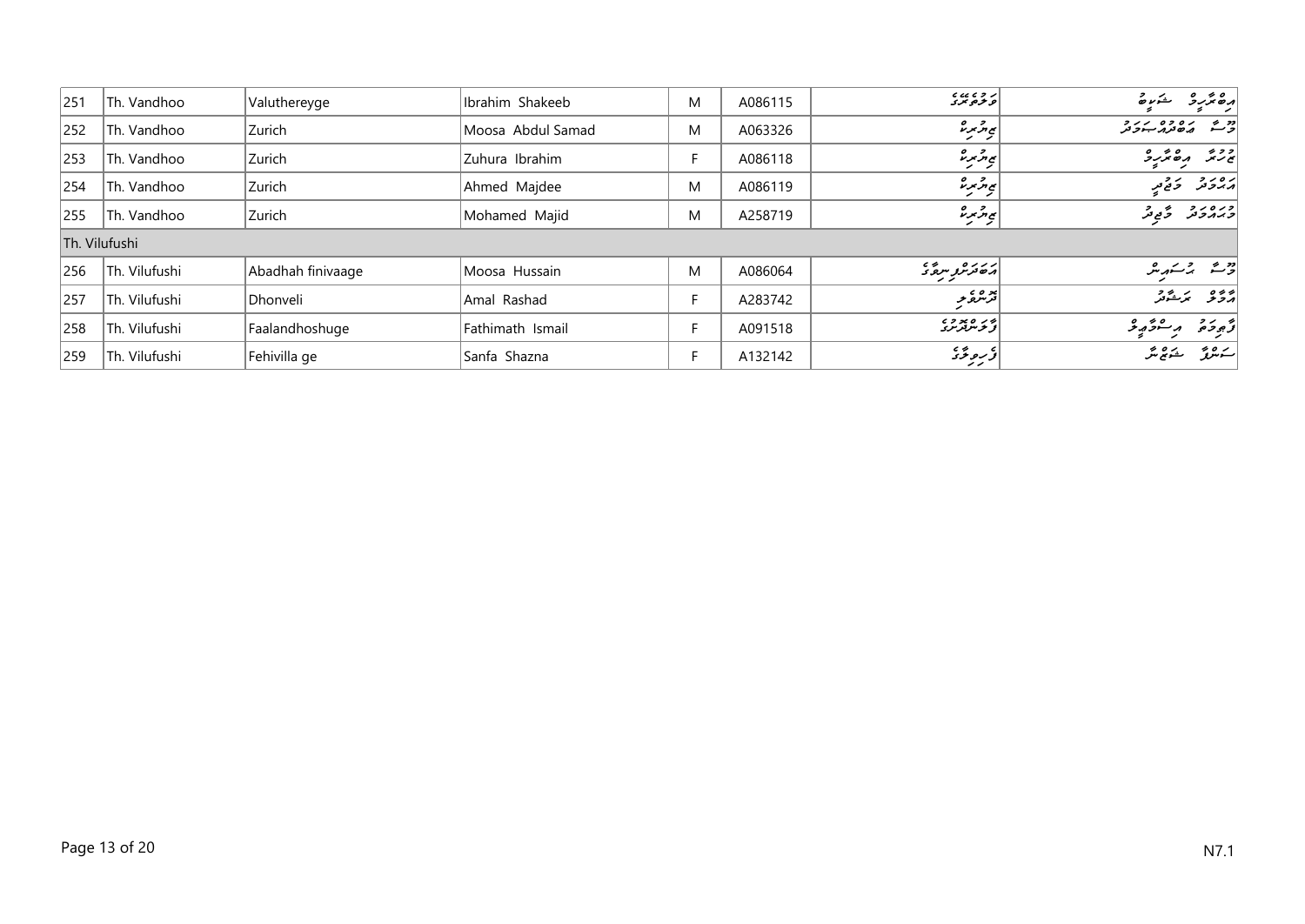| 251 | Th. Vandhoo | Valuthereyge | Ibrahim Shakeeb | M | A086115 | ولوتެރޭގެ | އިބްރާހީމް ޝަކީބް |
|---|---|---|---|---|---|---|---|
| 252 | Th. Vandhoo | Zurich | Moosa Abdul Samad | M | A063326 | ޒިޔުރިކް | މޫސާ އަބްދުލްސަމަދު |
| 253 | Th. Vandhoo | Zurich | Zuhura Ibrahim | F | A086118 | ޒިޔުރިކް | ޒުހުރާ އިބްރާހީމް |
| 254 | Th. Vandhoo | Zurich | Ahmed Majdee | M | A086119 | ޒިޔުރިކް | އަޙްމަދު މަޖްދީ |
| 255 | Th. Vandhoo | Zurich | Mohamed Majid | M | A258719 | ޒިޔުރިކް | މުޙައްމަދު މާޖިދު |
| Th. Vilufushi | | | | | | | |
| 256 | Th. Vilufushi | Abadhah finivaage | Moosa Hussain | M | A086064 | އަބަދަށްފިނިވާގެ | މޫސާ ހުސައިން |
| 257 | Th. Vilufushi | Dhonveli | Amal Rashad | F | A283742 | ދޮންވެލި | އަމާލް ރަޝާދު |
| 258 | Th. Vilufushi | Faalandhoshuge | Fathimath Ismail | F | A091518 | ފާލަންދޯށުގެ | ފާތިމަތު އިސްމާއިލް |
| 259 | Th. Vilufushi | Fehivilla ge | Sanfa Shazna | F | A132142 | ފެހިވިލާގެ | ސަންފާ ޝަޒްނާ |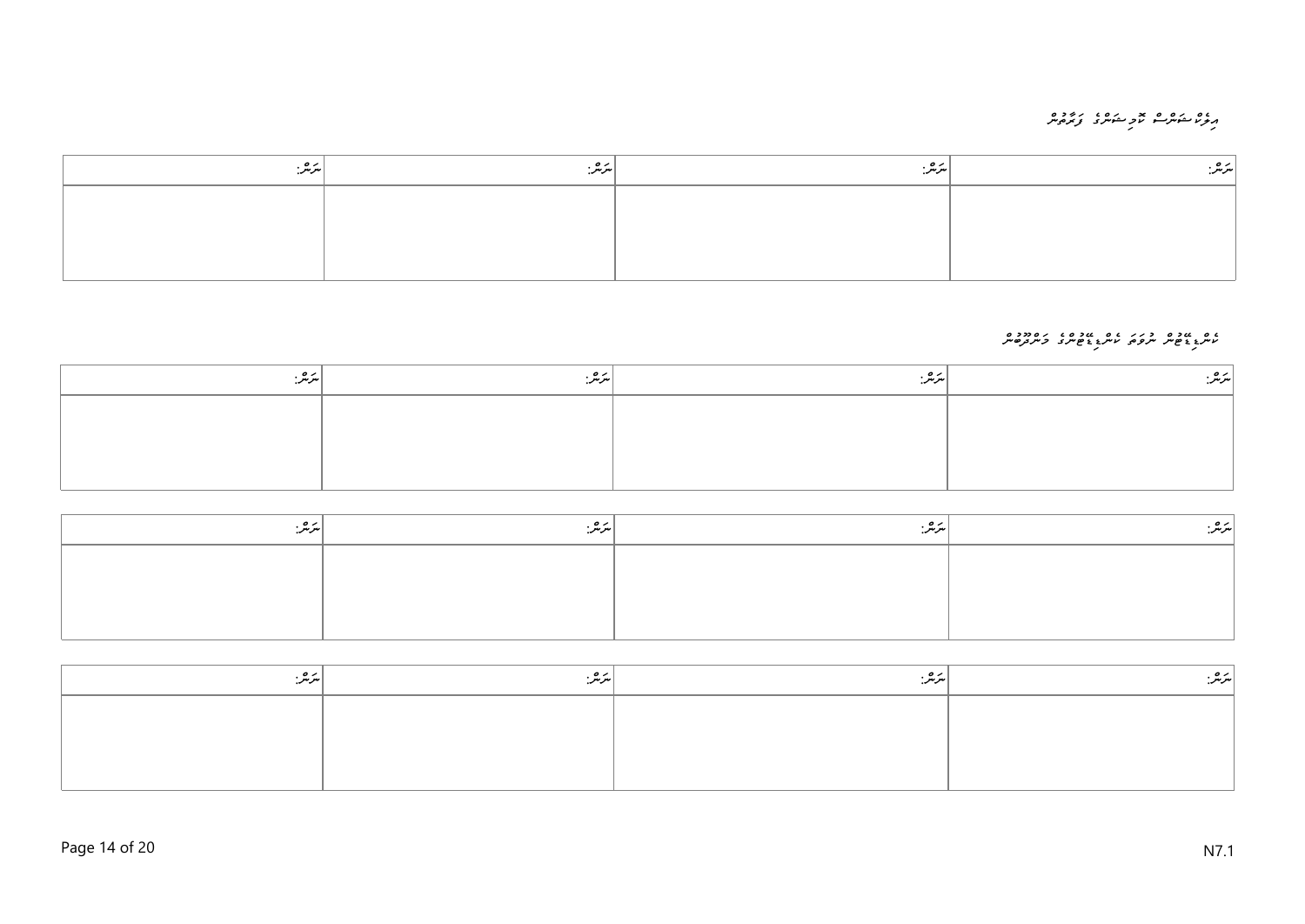# ޓިފްކޮންސް ކޮމިޝަން ފަރާތުން

| ނަން: | ނަން: | ނަން: | ނަން: |
|---|---|---|---|
| | | | |

## ކެންޑިޑޭޓުން ނުވަތަ ކެންޑިޑޭޓުގެ މަންދޫބުން

| ނަން: | ނަން: | ނަން: | ނަން: |
|---|---|---|---|
| | | | |

| ނަން: | ނަން: | ނަން: | ނަން: |
|---|---|---|---|
| | | | |

| ނަން: | ނަން: | ނަން: | ނަން: |
|---|---|---|---|
| | | | |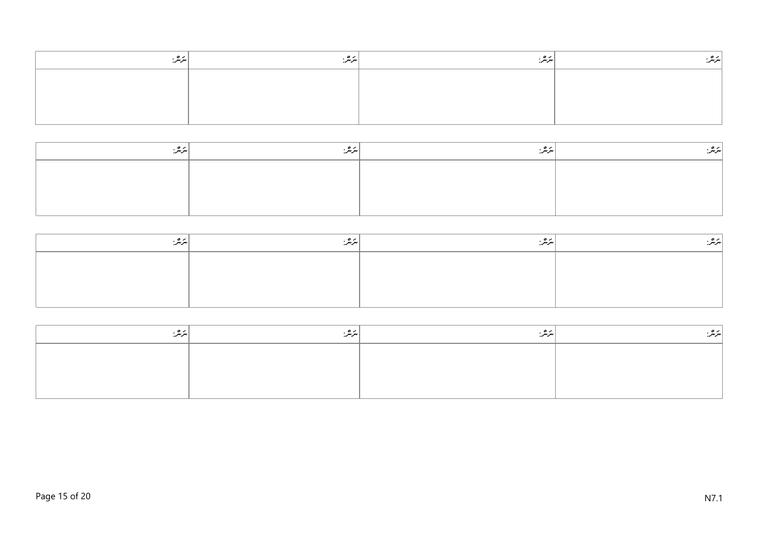| ނަރަށް: | ނަރަށް: | ނަރަށް: | ނަރަށް: |
| --- | --- | --- | --- |
| | | | |

| ނަރަށް: | ނަރަށް: | ނަރަށް: | ނަރަށް: |
| --- | --- | --- | --- |
| | | | |

| ނަރަށް: | ނަރަށް: | ނަރަށް: | ނަރަށް: |
| --- | --- | --- | --- |
| | | | |

| ނަރަށް: | ނަރަށް: | ނަރަށް: | ނަރަށް: |
| --- | --- | --- | --- |
| | | | |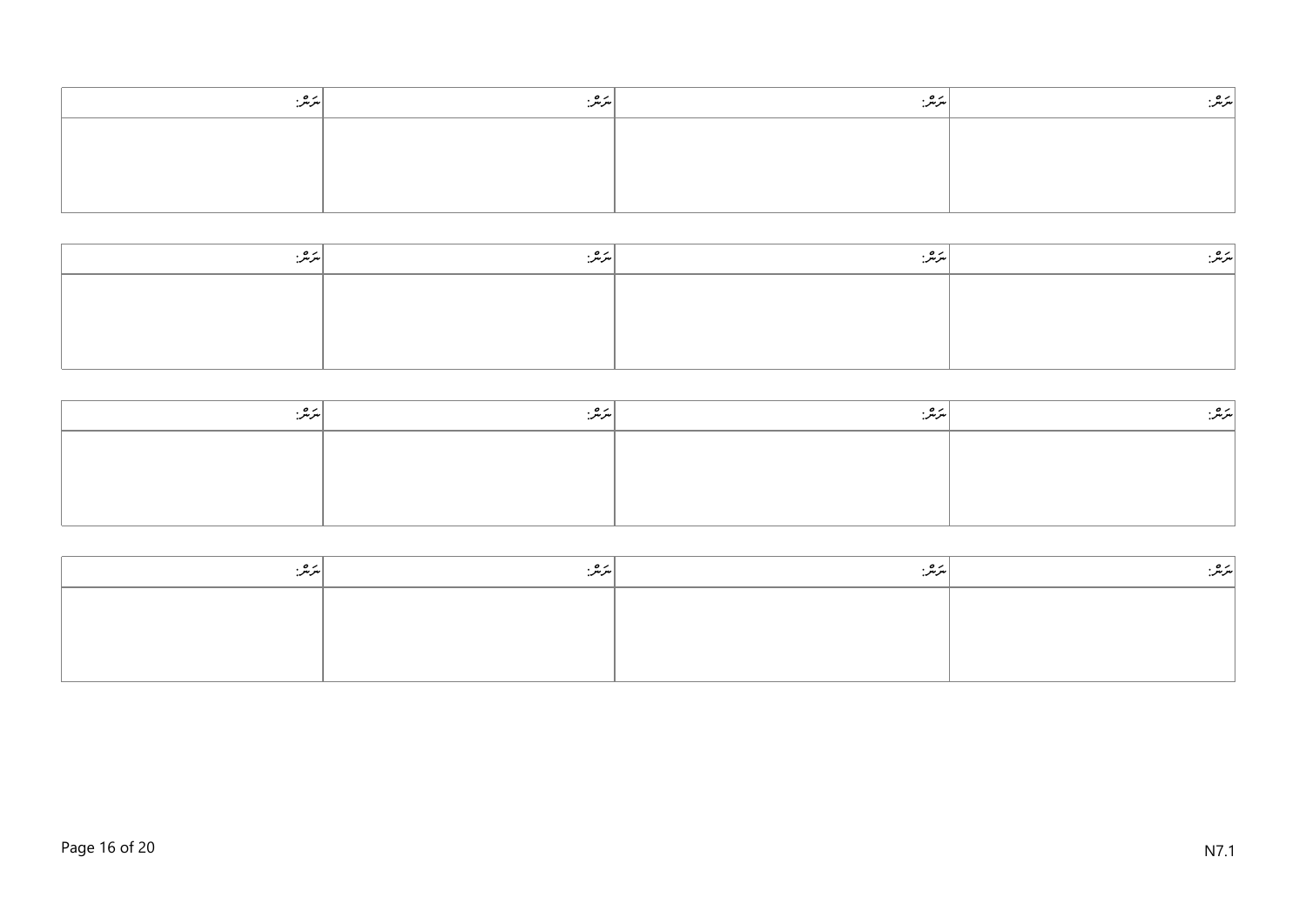| ނަަރު: | ނަަރު: | ނަަރު: | ނަަރު: |
| --- | --- | --- | --- |
| | | | |

| ނަަރު: | ނަަރު: | ނަަރު: | ނަަރު: |
| --- | --- | --- | --- |
| | | | |

| ނަަރު: | ނަަރު: | ނަަރު: | ނަަރު: |
| --- | --- | --- | --- |
| | | | |

| ނަަރު: | ނަަރު: | ނަަރު: | ނަަރު: |
| --- | --- | --- | --- |
| | | | |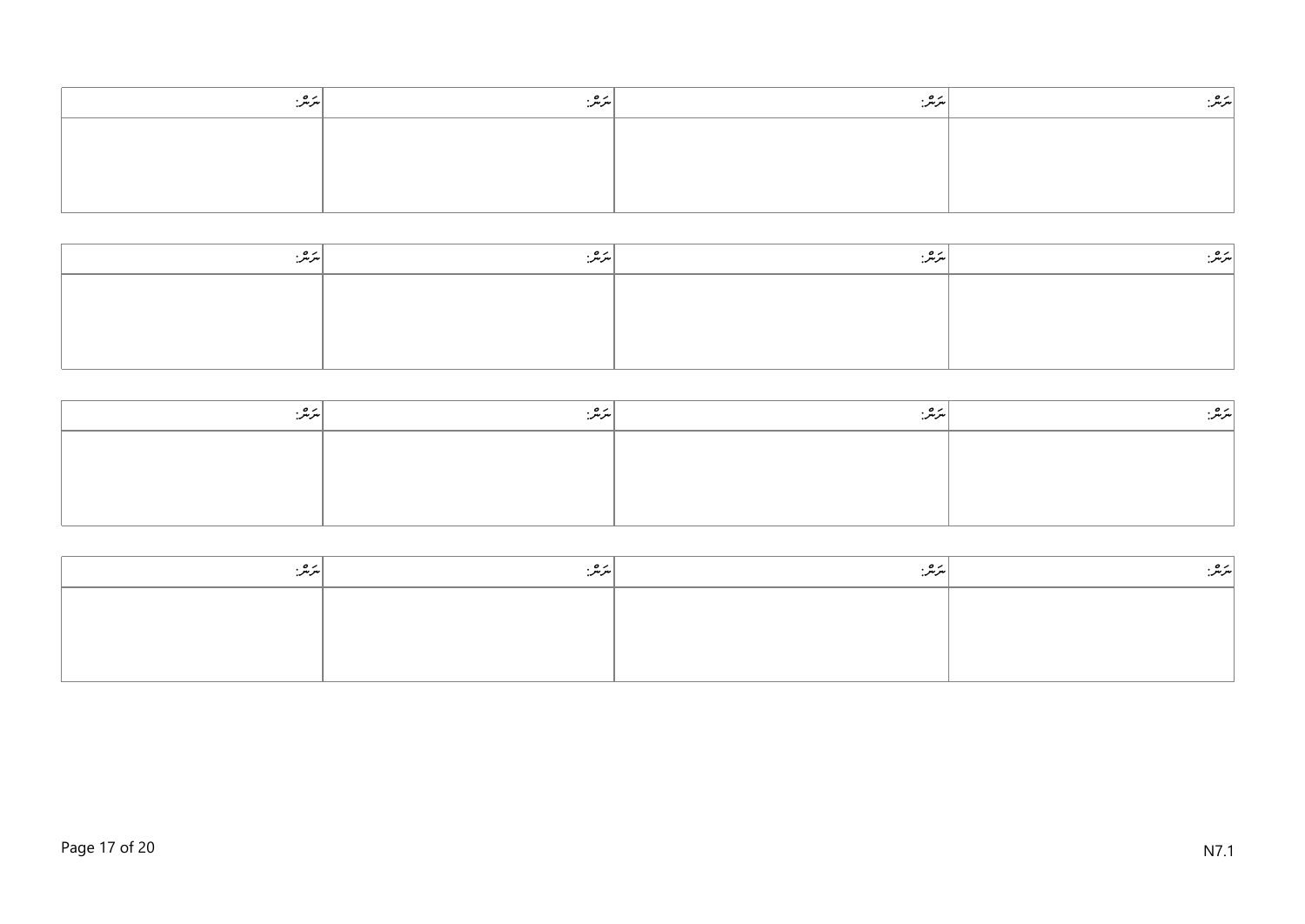| ނަރަނ: | ނަރަނ: | ނަރަނ: | ނަރަނ: |
|---|---|---|---|
| | | | |

| ނަރަނ: | ނަރަނ: | ނަރަނ: | ނަރަނ: |
|---|---|---|---|
| | | | |

| ނަރަނ: | ނަރަނ: | ނަރަނ: | ނަރަނ: |
|---|---|---|---|
| | | | |

| ނަރަނ: | ނަރަނ: | ނަރަނ: | ނަރަނ: |
|---|---|---|---|
| | | | |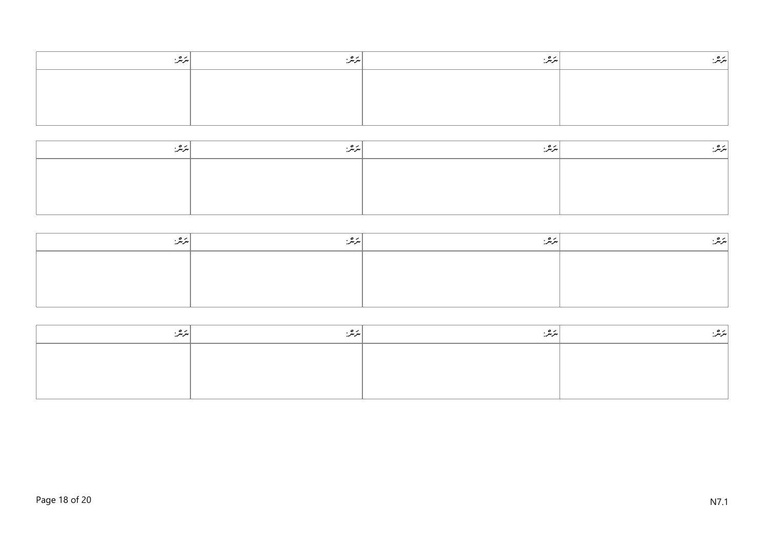| ނަރުދ: | ނަރުދ: | ނަރުދ: | ނަރުދ: |
|---|---|---|---|
| | | | |

| ނަރުދ: | ނަރުދ: | ނަރުދ: | ނަރުދ: |
|---|---|---|---|
| | | | |

| ނަރުދ: | ނަރުދ: | ނަރުދ: | ނަރުދ: |
|---|---|---|---|
| | | | |

| ނަރުދ: | ނަރުދ: | ނަރުދ: | ނަރުދ: |
|---|---|---|---|
| | | | |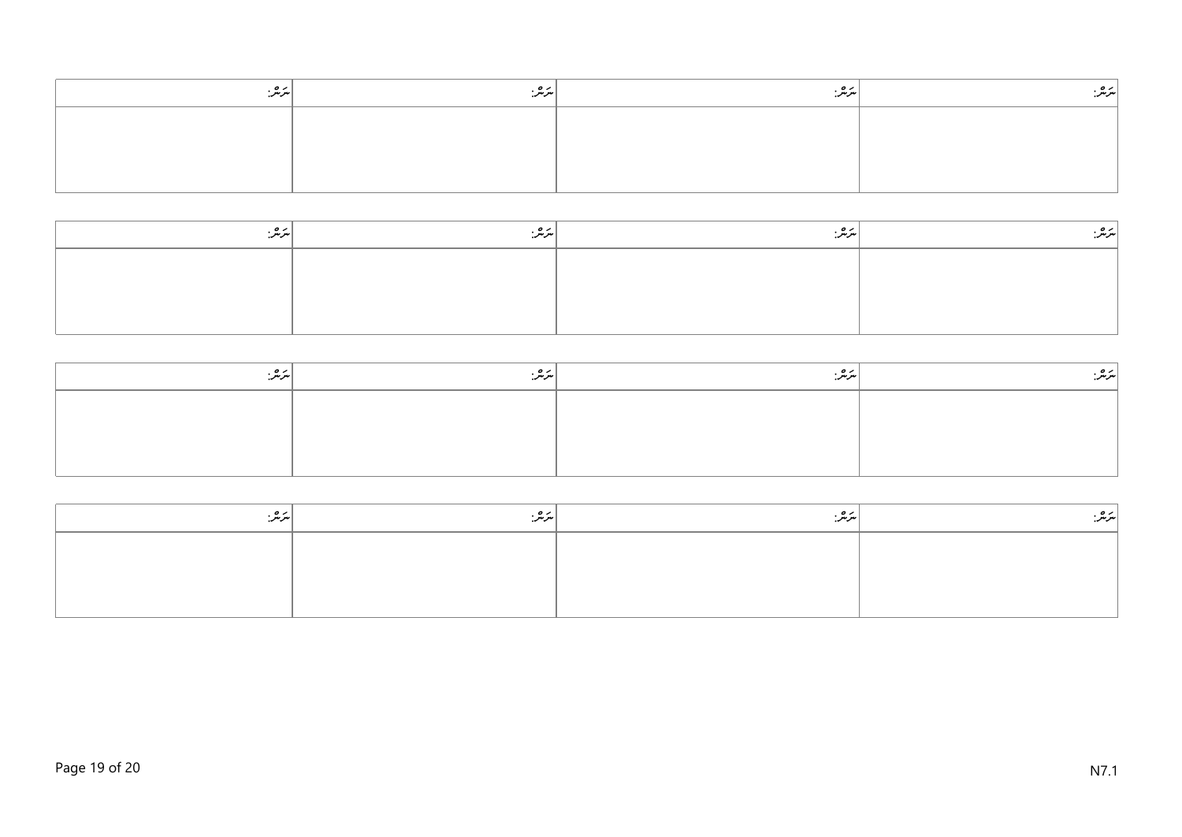| ނަރުދ: | ނަރުދ: | ނަރުދ: | ނަރުދ: |
| --- | --- | --- | --- |
| | | | |

| ނަރުދ: | ނަރުދ: | ނަރުދ: | ނަރުދ: |
| --- | --- | --- | --- |
| | | | |

| ނަރުދ: | ނަރުދ: | ނަރުދ: | ނަރުދ: |
| --- | --- | --- | --- |
| | | | |

| ނަރުދ: | ނަރުދ: | ނަރުދ: | ނަރުދ: |
| --- | --- | --- | --- |
| | | | |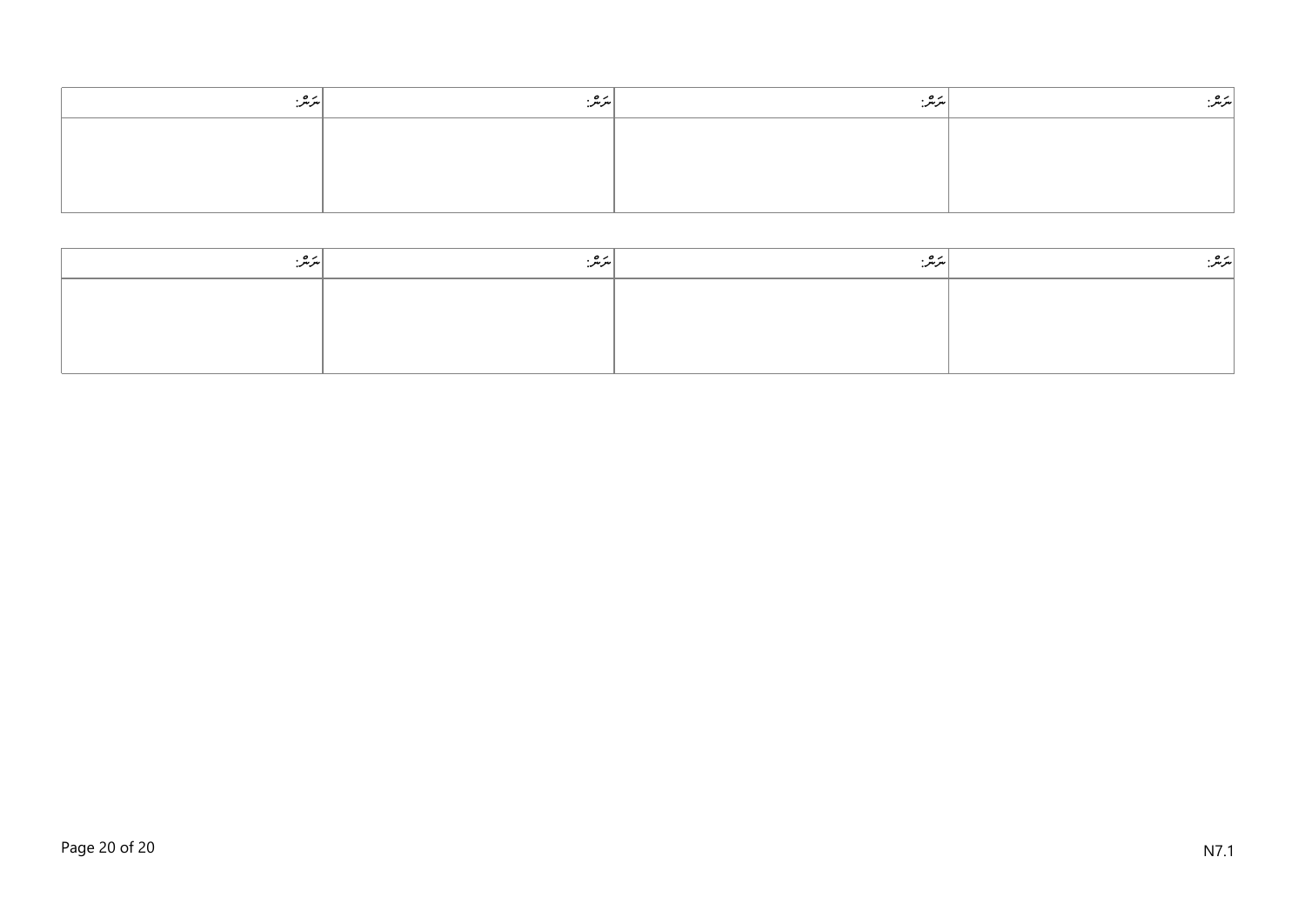| ނަރުދ: | ނަރުދ: | ނަރުދ: | ނަރުދ: |
| --- | --- | --- | --- |
| | | | |

| ނަރުދ: | ނަރުދ: | ނަރުދ: | ނަރުދ: |
| --- | --- | --- | --- |
| | | | |